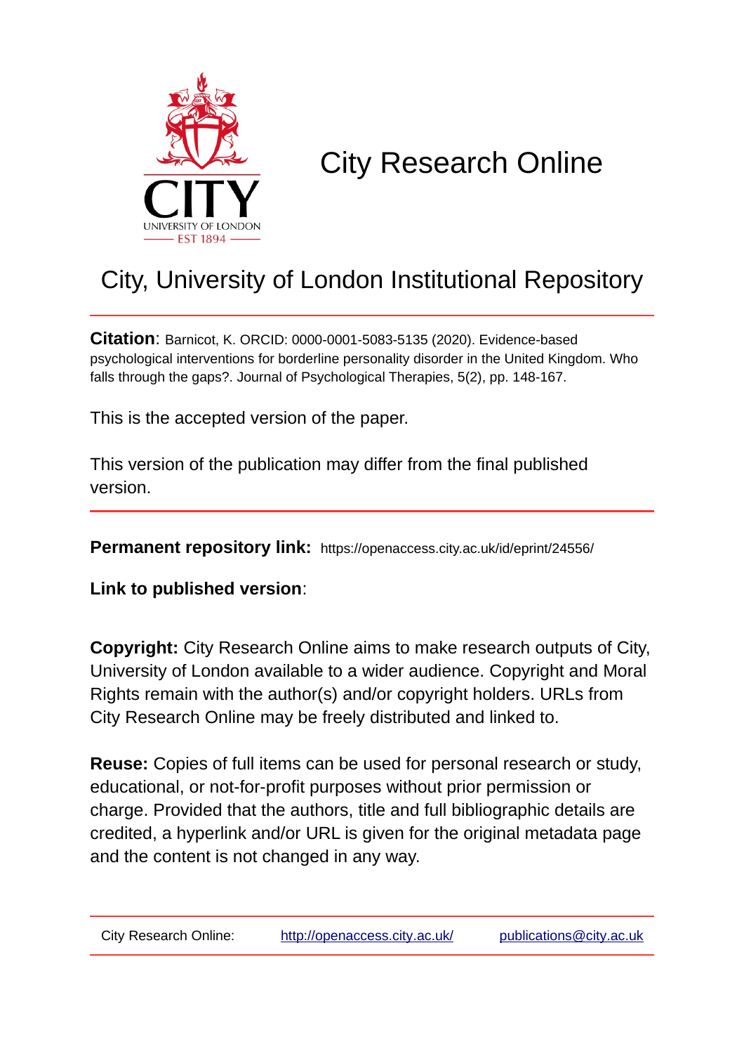# City Research Online

## City, University of London Institutional Repository

**Citation**: Barnicot, K. ORCID: 0000-0001-5083-5135 (2020). Evidence-based psychological interventions for borderline personality disorder in the United Kingdom. Who falls through the gaps?. Journal of Psychological Therapies, 5(2), pp. 148-167.

This is the accepted version of the paper.

This version of the publication may differ from the final published version.

---

**Permanent repository link:** https://openaccess.city.ac.uk/id/eprint/24556/

**Link to published version**:

**Copyright:** City Research Online aims to make research outputs of City, University of London available to a wider audience. Copyright and Moral Rights remain with the author(s) and/or copyright holders. URLs from City Research Online may be freely distributed and linked to.

**Reuse:** Copies of full items can be used for personal research or study, educational, or not-for-profit purposes without prior permission or charge. Provided that the authors, title and full bibliographic details are credited, a hyperlink and/or URL is given for the original metadata page and the content is not changed in any way.

---

City Research Online: http://openaccess.city.ac.uk/ publications@city.ac.uk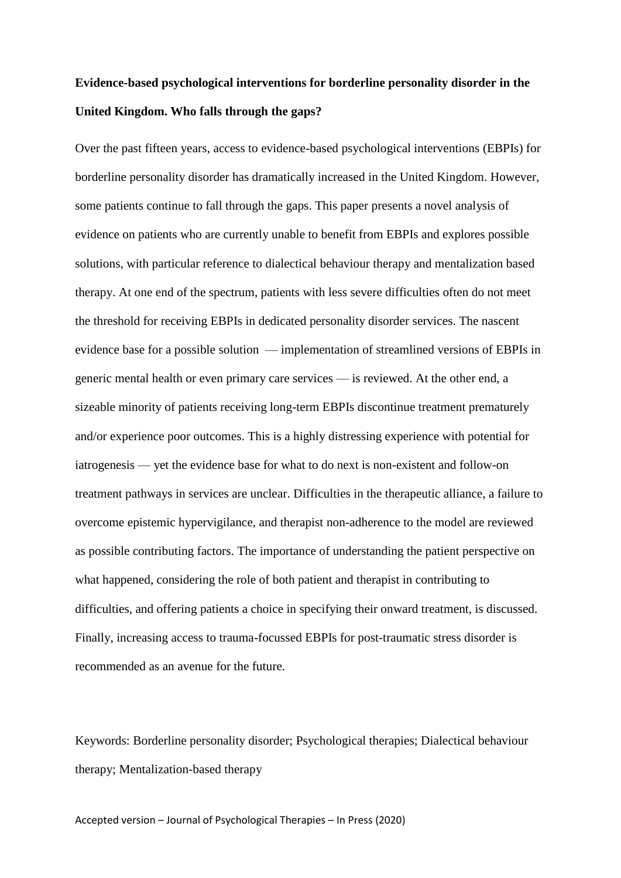**Evidence-based psychological interventions for borderline personality disorder in the United Kingdom. Who falls through the gaps?**

Over the past fifteen years, access to evidence-based psychological interventions (EBPIs) for borderline personality disorder has dramatically increased in the United Kingdom. However, some patients continue to fall through the gaps. This paper presents a novel analysis of evidence on patients who are currently unable to benefit from EBPIs and explores possible solutions, with particular reference to dialectical behaviour therapy and mentalization based therapy. At one end of the spectrum, patients with less severe difficulties often do not meet the threshold for receiving EBPIs in dedicated personality disorder services. The nascent evidence base for a possible solution — implementation of streamlined versions of EBPIs in generic mental health or even primary care services — is reviewed. At the other end, a sizeable minority of patients receiving long-term EBPIs discontinue treatment prematurely and/or experience poor outcomes. This is a highly distressing experience with potential for iatrogenesis — yet the evidence base for what to do next is non-existent and follow-on treatment pathways in services are unclear. Difficulties in the therapeutic alliance, a failure to overcome epistemic hypervigilance, and therapist non-adherence to the model are reviewed as possible contributing factors. The importance of understanding the patient perspective on what happened, considering the role of both patient and therapist in contributing to difficulties, and offering patients a choice in specifying their onward treatment, is discussed. Finally, increasing access to trauma-focussed EBPIs for post-traumatic stress disorder is recommended as an avenue for the future.

Keywords: Borderline personality disorder; Psychological therapies; Dialectical behaviour therapy; Mentalization-based therapy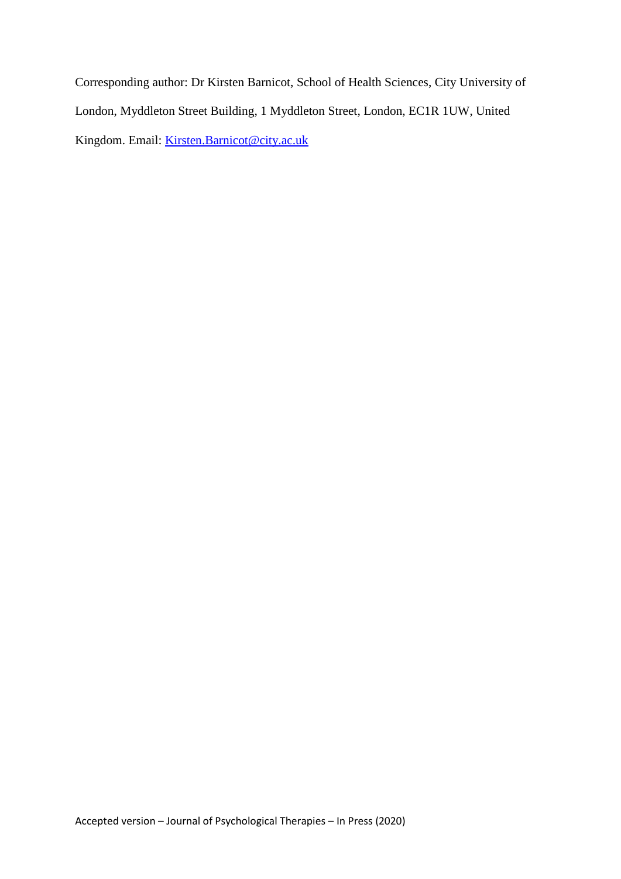Corresponding author: Dr Kirsten Barnicot, School of Health Sciences, City University of London, Myddleton Street Building, 1 Myddleton Street, London, EC1R 1UW, United Kingdom. Email: Kirsten.Barnicot@city.ac.uk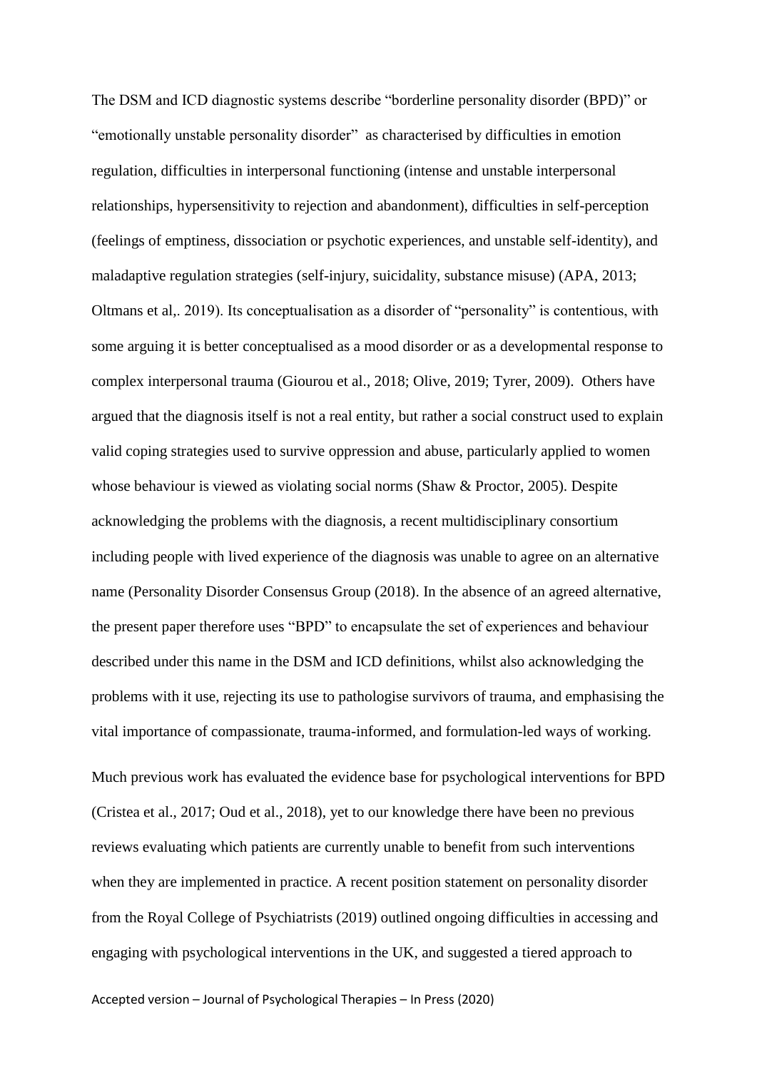The DSM and ICD diagnostic systems describe “borderline personality disorder (BPD)” or “emotionally unstable personality disorder” as characterised by difficulties in emotion regulation, difficulties in interpersonal functioning (intense and unstable interpersonal relationships, hypersensitivity to rejection and abandonment), difficulties in self-perception (feelings of emptiness, dissociation or psychotic experiences, and unstable self-identity), and maladaptive regulation strategies (self-injury, suicidality, substance misuse) (APA, 2013; Oltmans et al,. 2019). Its conceptualisation as a disorder of “personality” is contentious, with some arguing it is better conceptualised as a mood disorder or as a developmental response to complex interpersonal trauma (Giourou et al., 2018; Olive, 2019; Tyrer, 2009). Others have argued that the diagnosis itself is not a real entity, but rather a social construct used to explain valid coping strategies used to survive oppression and abuse, particularly applied to women whose behaviour is viewed as violating social norms (Shaw & Proctor, 2005). Despite acknowledging the problems with the diagnosis, a recent multidisciplinary consortium including people with lived experience of the diagnosis was unable to agree on an alternative name (Personality Disorder Consensus Group (2018). In the absence of an agreed alternative, the present paper therefore uses “BPD” to encapsulate the set of experiences and behaviour described under this name in the DSM and ICD definitions, whilst also acknowledging the problems with it use, rejecting its use to pathologise survivors of trauma, and emphasising the vital importance of compassionate, trauma-informed, and formulation-led ways of working.

Much previous work has evaluated the evidence base for psychological interventions for BPD (Cristea et al., 2017; Oud et al., 2018), yet to our knowledge there have been no previous reviews evaluating which patients are currently unable to benefit from such interventions when they are implemented in practice. A recent position statement on personality disorder from the Royal College of Psychiatrists (2019) outlined ongoing difficulties in accessing and engaging with psychological interventions in the UK, and suggested a tiered approach to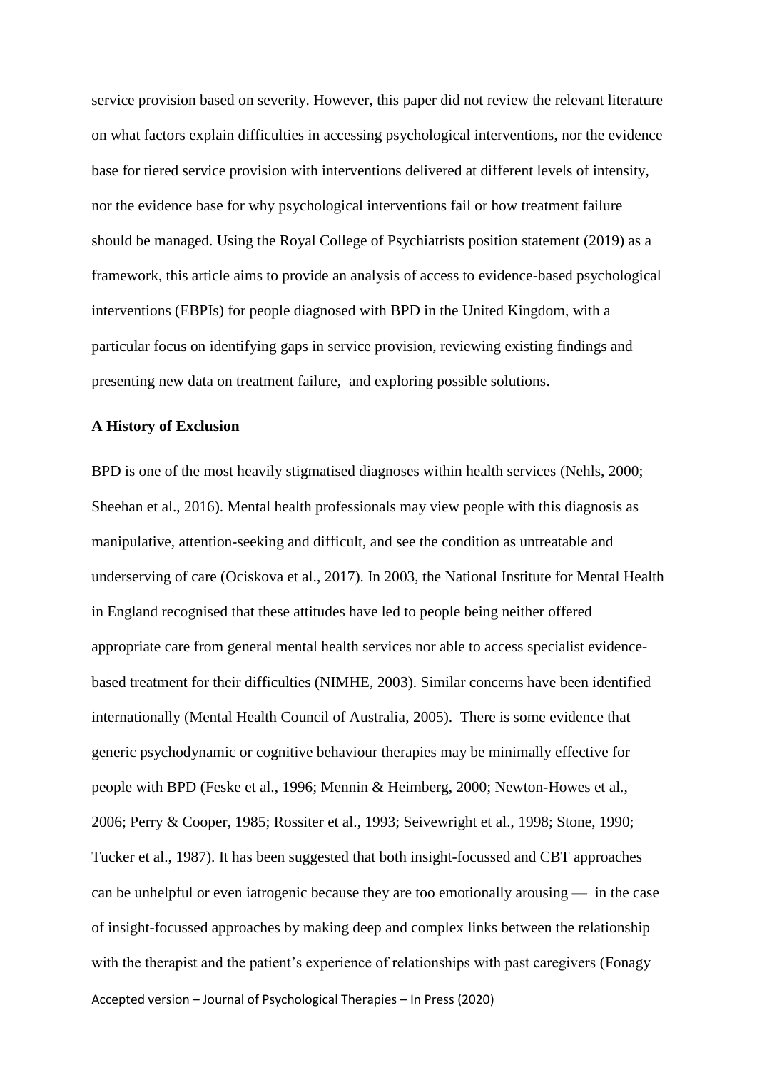service provision based on severity. However, this paper did not review the relevant literature on what factors explain difficulties in accessing psychological interventions, nor the evidence base for tiered service provision with interventions delivered at different levels of intensity, nor the evidence base for why psychological interventions fail or how treatment failure should be managed. Using the Royal College of Psychiatrists position statement (2019) as a framework, this article aims to provide an analysis of access to evidence-based psychological interventions (EBPIs) for people diagnosed with BPD in the United Kingdom, with a particular focus on identifying gaps in service provision, reviewing existing findings and presenting new data on treatment failure,  and exploring possible solutions.

**A History of Exclusion**

BPD is one of the most heavily stigmatised diagnoses within health services (Nehls, 2000; Sheehan et al., 2016). Mental health professionals may view people with this diagnosis as manipulative, attention-seeking and difficult, and see the condition as untreatable and underserving of care (Ociskova et al., 2017). In 2003, the National Institute for Mental Health in England recognised that these attitudes have led to people being neither offered appropriate care from general mental health services nor able to access specialist evidence-based treatment for their difficulties (NIMHE, 2003). Similar concerns have been identified internationally (Mental Health Council of Australia, 2005).  There is some evidence that generic psychodynamic or cognitive behaviour therapies may be minimally effective for people with BPD (Feske et al., 1996; Mennin & Heimberg, 2000; Newton-Howes et al., 2006; Perry & Cooper, 1985; Rossiter et al., 1993; Seivewright et al., 1998; Stone, 1990; Tucker et al., 1987). It has been suggested that both insight-focussed and CBT approaches can be unhelpful or even iatrogenic because they are too emotionally arousing —  in the case of insight-focussed approaches by making deep and complex links between the relationship with the therapist and the patient's experience of relationships with past caregivers (Fonagy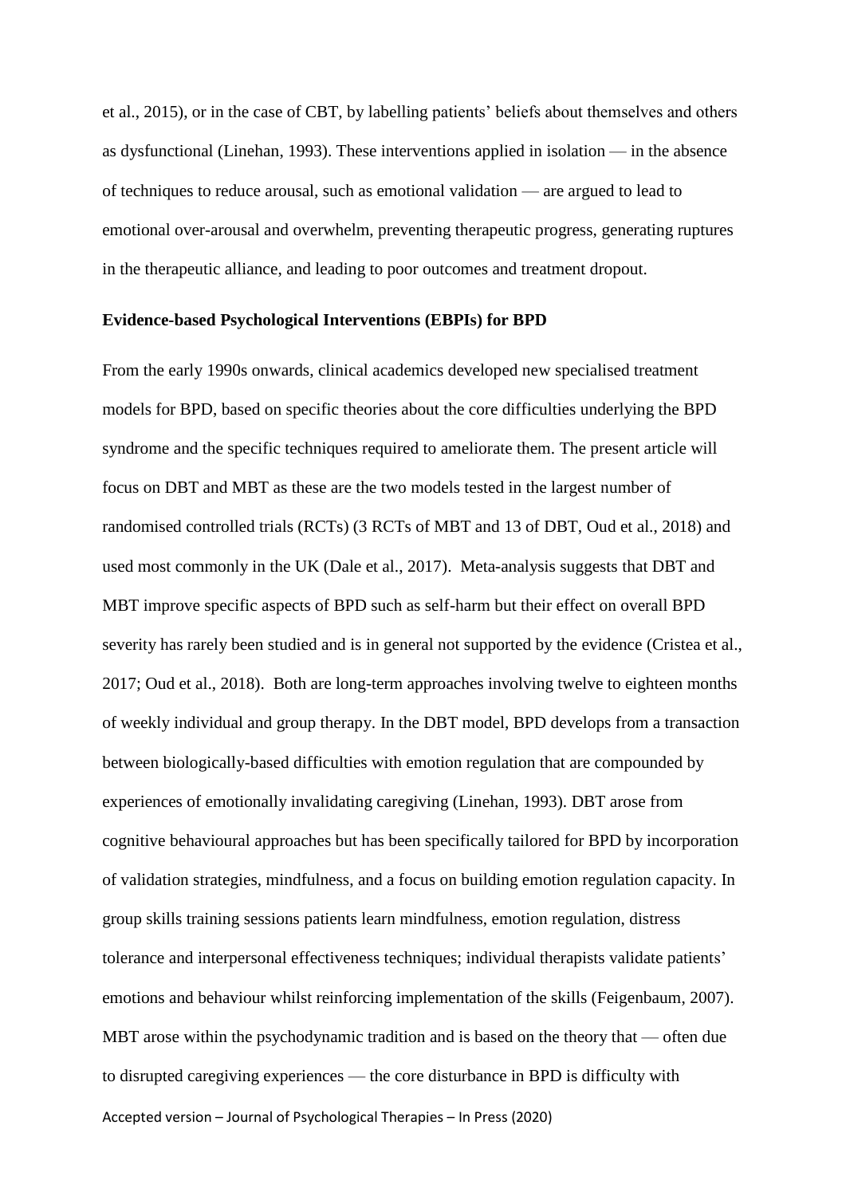et al., 2015), or in the case of CBT, by labelling patients' beliefs about themselves and others as dysfunctional (Linehan, 1993). These interventions applied in isolation — in the absence of techniques to reduce arousal, such as emotional validation — are argued to lead to emotional over-arousal and overwhelm, preventing therapeutic progress, generating ruptures in the therapeutic alliance, and leading to poor outcomes and treatment dropout.

### Evidence-based Psychological Interventions (EBPIs) for BPD

From the early 1990s onwards, clinical academics developed new specialised treatment models for BPD, based on specific theories about the core difficulties underlying the BPD syndrome and the specific techniques required to ameliorate them. The present article will focus on DBT and MBT as these are the two models tested in the largest number of randomised controlled trials (RCTs) (3 RCTs of MBT and 13 of DBT, Oud et al., 2018) and used most commonly in the UK (Dale et al., 2017). Meta-analysis suggests that DBT and MBT improve specific aspects of BPD such as self-harm but their effect on overall BPD severity has rarely been studied and is in general not supported by the evidence (Cristea et al., 2017; Oud et al., 2018). Both are long-term approaches involving twelve to eighteen months of weekly individual and group therapy. In the DBT model, BPD develops from a transaction between biologically-based difficulties with emotion regulation that are compounded by experiences of emotionally invalidating caregiving (Linehan, 1993). DBT arose from cognitive behavioural approaches but has been specifically tailored for BPD by incorporation of validation strategies, mindfulness, and a focus on building emotion regulation capacity. In group skills training sessions patients learn mindfulness, emotion regulation, distress tolerance and interpersonal effectiveness techniques; individual therapists validate patients' emotions and behaviour whilst reinforcing implementation of the skills (Feigenbaum, 2007). MBT arose within the psychodynamic tradition and is based on the theory that — often due to disrupted caregiving experiences — the core disturbance in BPD is difficulty with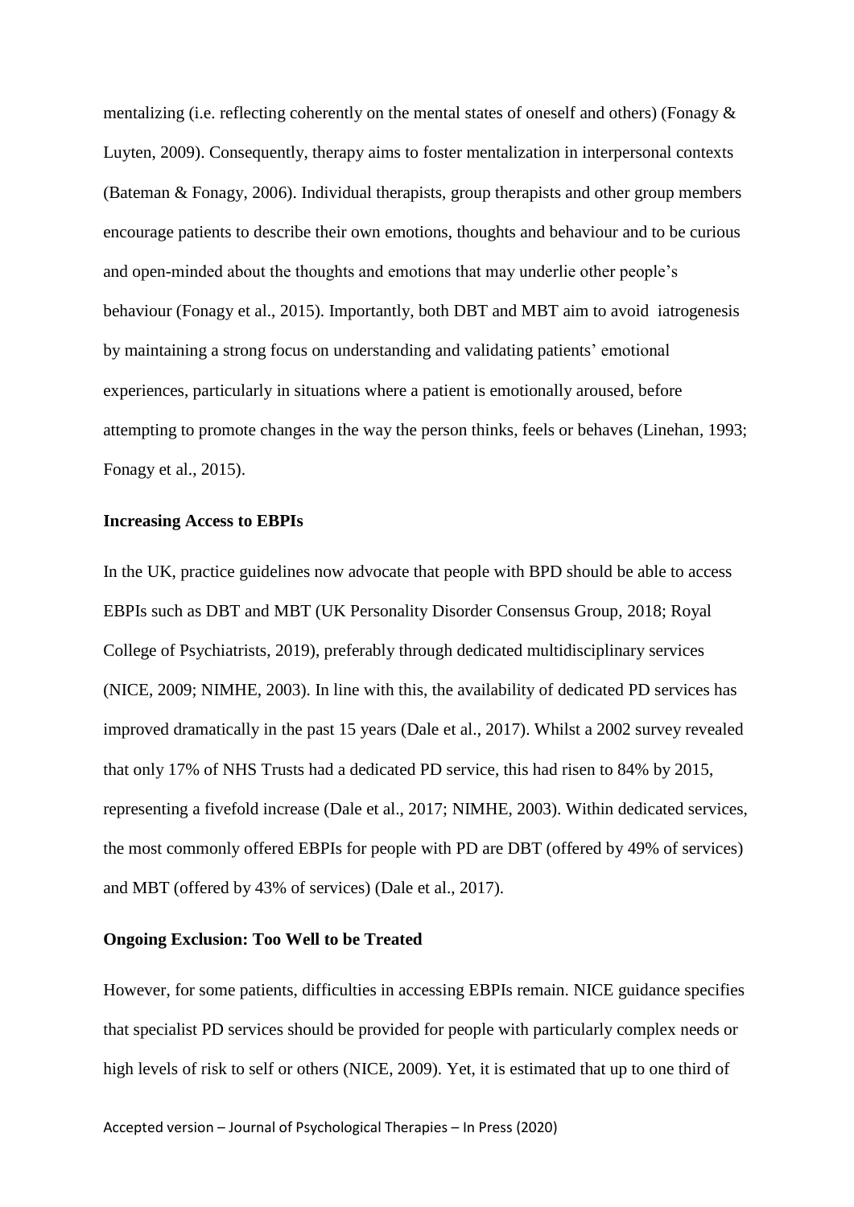mentalizing (i.e. reflecting coherently on the mental states of oneself and others) (Fonagy & Luyten, 2009). Consequently, therapy aims to foster mentalization in interpersonal contexts (Bateman & Fonagy, 2006). Individual therapists, group therapists and other group members encourage patients to describe their own emotions, thoughts and behaviour and to be curious and open-minded about the thoughts and emotions that may underlie other people's behaviour (Fonagy et al., 2015). Importantly, both DBT and MBT aim to avoid iatrogenesis by maintaining a strong focus on understanding and validating patients' emotional experiences, particularly in situations where a patient is emotionally aroused, before attempting to promote changes in the way the person thinks, feels or behaves (Linehan, 1993; Fonagy et al., 2015).

**Increasing Access to EBPIs**

In the UK, practice guidelines now advocate that people with BPD should be able to access EBPIs such as DBT and MBT (UK Personality Disorder Consensus Group, 2018; Royal College of Psychiatrists, 2019), preferably through dedicated multidisciplinary services (NICE, 2009; NIMHE, 2003). In line with this, the availability of dedicated PD services has improved dramatically in the past 15 years (Dale et al., 2017). Whilst a 2002 survey revealed that only 17% of NHS Trusts had a dedicated PD service, this had risen to 84% by 2015, representing a fivefold increase (Dale et al., 2017; NIMHE, 2003). Within dedicated services, the most commonly offered EBPIs for people with PD are DBT (offered by 49% of services) and MBT (offered by 43% of services) (Dale et al., 2017).

**Ongoing Exclusion: Too Well to be Treated**

However, for some patients, difficulties in accessing EBPIs remain. NICE guidance specifies that specialist PD services should be provided for people with particularly complex needs or high levels of risk to self or others (NICE, 2009). Yet, it is estimated that up to one third of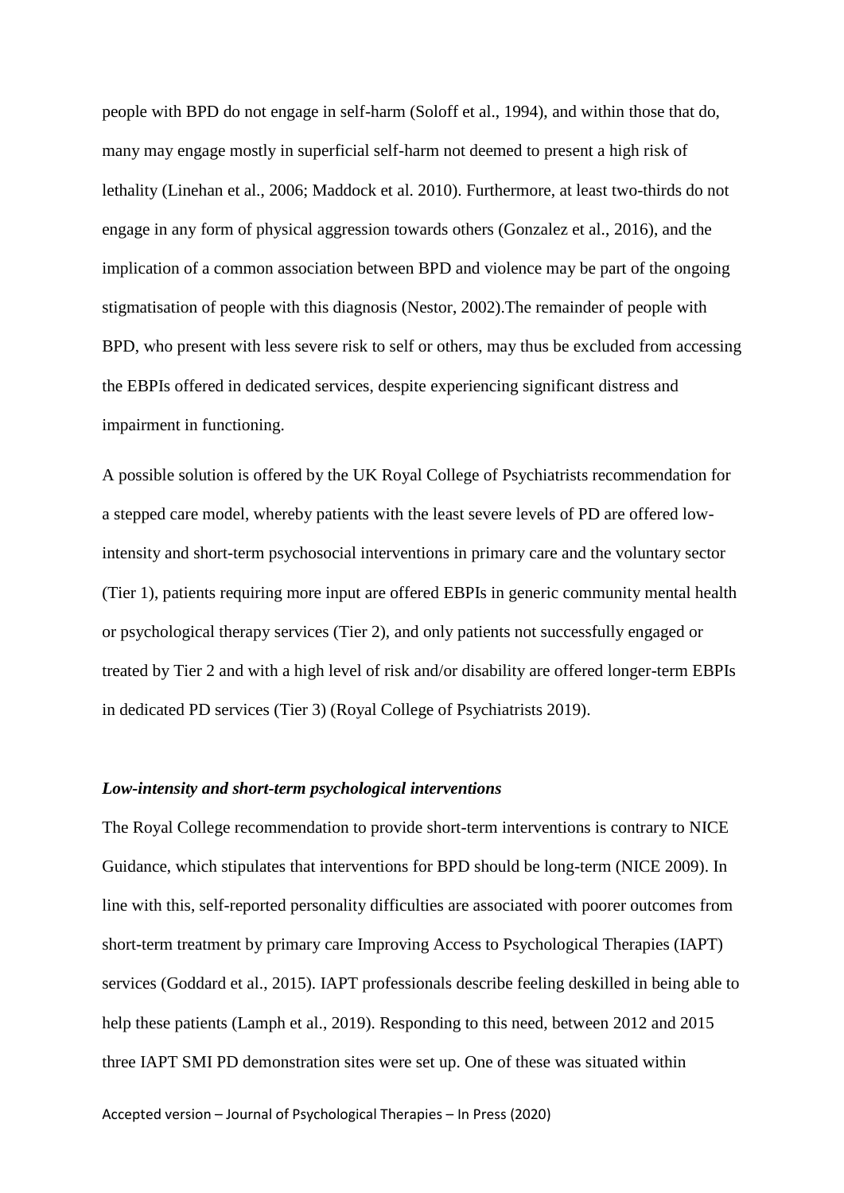people with BPD do not engage in self-harm (Soloff et al., 1994), and within those that do, many may engage mostly in superficial self-harm not deemed to present a high risk of lethality (Linehan et al., 2006; Maddock et al. 2010). Furthermore, at least two-thirds do not engage in any form of physical aggression towards others (Gonzalez et al., 2016), and the implication of a common association between BPD and violence may be part of the ongoing stigmatisation of people with this diagnosis (Nestor, 2002).The remainder of people with BPD, who present with less severe risk to self or others, may thus be excluded from accessing the EBPIs offered in dedicated services, despite experiencing significant distress and impairment in functioning.

A possible solution is offered by the UK Royal College of Psychiatrists recommendation for a stepped care model, whereby patients with the least severe levels of PD are offered low-intensity and short-term psychosocial interventions in primary care and the voluntary sector (Tier 1), patients requiring more input are offered EBPIs in generic community mental health or psychological therapy services (Tier 2), and only patients not successfully engaged or treated by Tier 2 and with a high level of risk and/or disability are offered longer-term EBPIs in dedicated PD services (Tier 3) (Royal College of Psychiatrists 2019).

### *Low-intensity and short-term psychological interventions*

The Royal College recommendation to provide short-term interventions is contrary to NICE Guidance, which stipulates that interventions for BPD should be long-term (NICE 2009). In line with this, self-reported personality difficulties are associated with poorer outcomes from short-term treatment by primary care Improving Access to Psychological Therapies (IAPT) services (Goddard et al., 2015). IAPT professionals describe feeling deskilled in being able to help these patients (Lamph et al., 2019). Responding to this need, between 2012 and 2015 three IAPT SMI PD demonstration sites were set up. One of these was situated within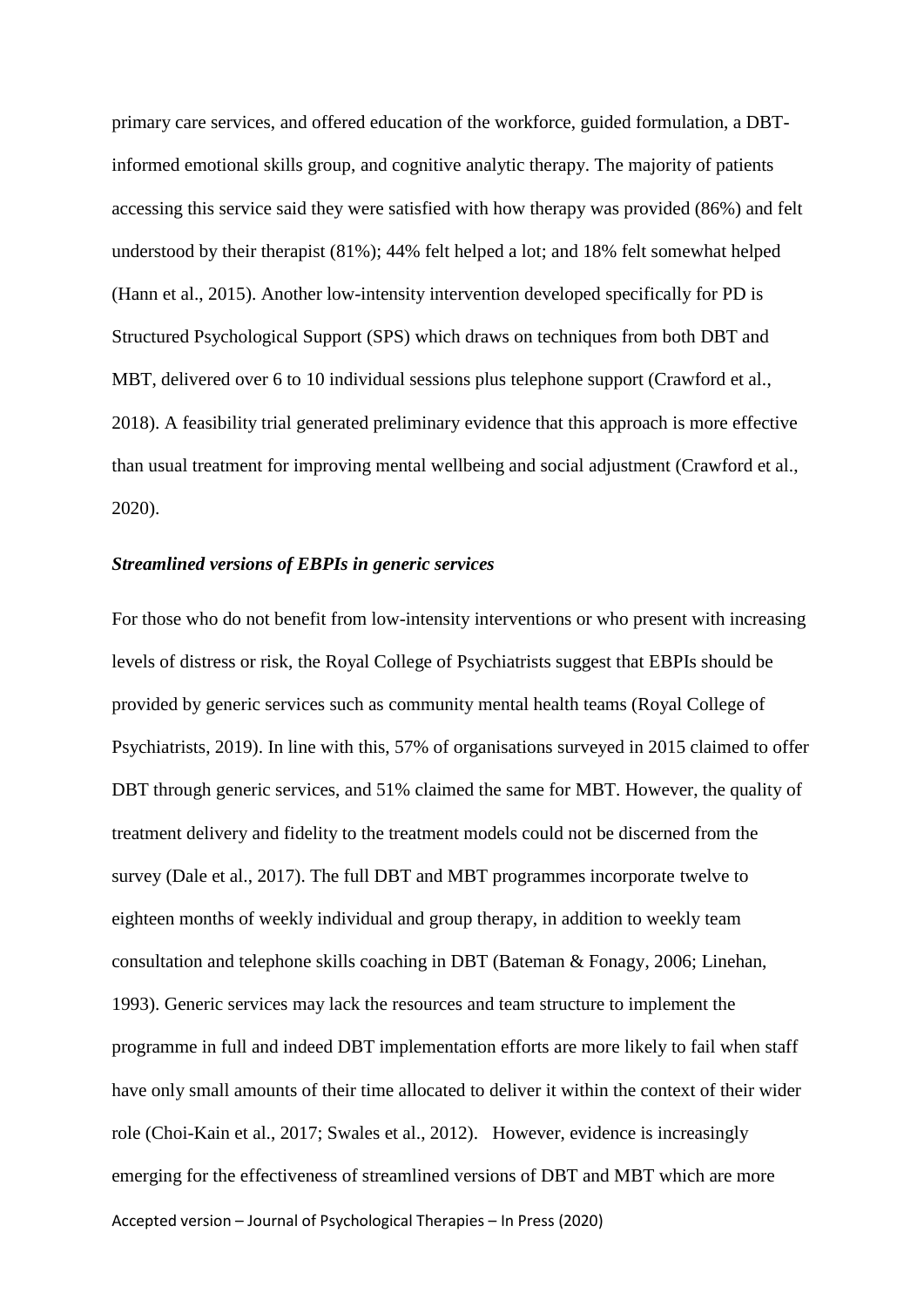primary care services, and offered education of the workforce, guided formulation, a DBT-informed emotional skills group, and cognitive analytic therapy. The majority of patients accessing this service said they were satisfied with how therapy was provided (86%) and felt understood by their therapist (81%); 44% felt helped a lot; and 18% felt somewhat helped (Hann et al., 2015). Another low-intensity intervention developed specifically for PD is Structured Psychological Support (SPS) which draws on techniques from both DBT and MBT, delivered over 6 to 10 individual sessions plus telephone support (Crawford et al., 2018). A feasibility trial generated preliminary evidence that this approach is more effective than usual treatment for improving mental wellbeing and social adjustment (Crawford et al., 2020).

### *Streamlined versions of EBPIs in generic services*

For those who do not benefit from low-intensity interventions or who present with increasing levels of distress or risk, the Royal College of Psychiatrists suggest that EBPIs should be provided by generic services such as community mental health teams (Royal College of Psychiatrists, 2019). In line with this, 57% of organisations surveyed in 2015 claimed to offer DBT through generic services, and 51% claimed the same for MBT. However, the quality of treatment delivery and fidelity to the treatment models could not be discerned from the survey (Dale et al., 2017). The full DBT and MBT programmes incorporate twelve to eighteen months of weekly individual and group therapy, in addition to weekly team consultation and telephone skills coaching in DBT (Bateman & Fonagy, 2006; Linehan, 1993). Generic services may lack the resources and team structure to implement the programme in full and indeed DBT implementation efforts are more likely to fail when staff have only small amounts of their time allocated to deliver it within the context of their wider role (Choi-Kain et al., 2017; Swales et al., 2012). However, evidence is increasingly emerging for the effectiveness of streamlined versions of DBT and MBT which are more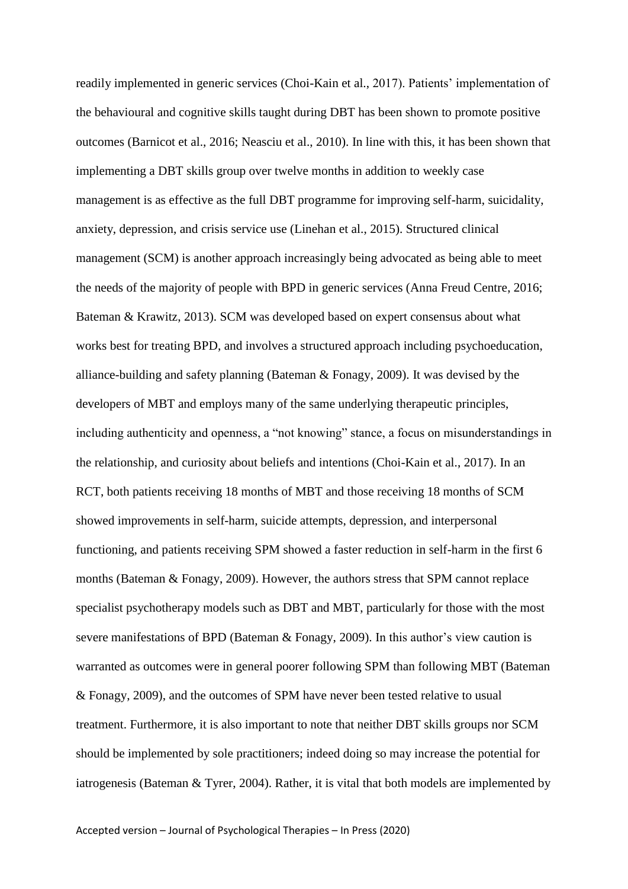readily implemented in generic services (Choi-Kain et al., 2017). Patients' implementation of the behavioural and cognitive skills taught during DBT has been shown to promote positive outcomes (Barnicot et al., 2016; Neasciu et al., 2010). In line with this, it has been shown that implementing a DBT skills group over twelve months in addition to weekly case management is as effective as the full DBT programme for improving self-harm, suicidality, anxiety, depression, and crisis service use (Linehan et al., 2015). Structured clinical management (SCM) is another approach increasingly being advocated as being able to meet the needs of the majority of people with BPD in generic services (Anna Freud Centre, 2016; Bateman & Krawitz, 2013). SCM was developed based on expert consensus about what works best for treating BPD, and involves a structured approach including psychoeducation, alliance-building and safety planning (Bateman & Fonagy, 2009). It was devised by the developers of MBT and employs many of the same underlying therapeutic principles, including authenticity and openness, a "not knowing" stance, a focus on misunderstandings in the relationship, and curiosity about beliefs and intentions (Choi-Kain et al., 2017). In an RCT, both patients receiving 18 months of MBT and those receiving 18 months of SCM showed improvements in self-harm, suicide attempts, depression, and interpersonal functioning, and patients receiving SPM showed a faster reduction in self-harm in the first 6 months (Bateman & Fonagy, 2009). However, the authors stress that SPM cannot replace specialist psychotherapy models such as DBT and MBT, particularly for those with the most severe manifestations of BPD (Bateman & Fonagy, 2009). In this author's view caution is warranted as outcomes were in general poorer following SPM than following MBT (Bateman & Fonagy, 2009), and the outcomes of SPM have never been tested relative to usual treatment. Furthermore, it is also important to note that neither DBT skills groups nor SCM should be implemented by sole practitioners; indeed doing so may increase the potential for iatrogenesis (Bateman & Tyrer, 2004). Rather, it is vital that both models are implemented by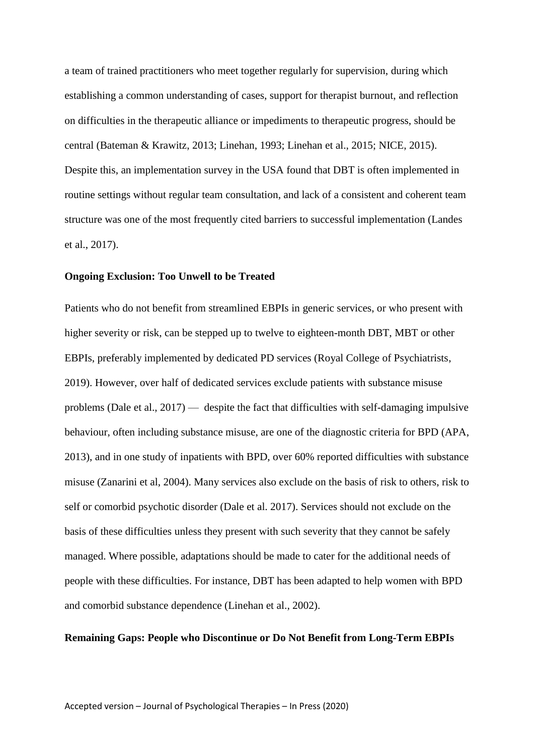a team of trained practitioners who meet together regularly for supervision, during which establishing a common understanding of cases, support for therapist burnout, and reflection on difficulties in the therapeutic alliance or impediments to therapeutic progress, should be central (Bateman & Krawitz, 2013; Linehan, 1993; Linehan et al., 2015; NICE, 2015). Despite this, an implementation survey in the USA found that DBT is often implemented in routine settings without regular team consultation, and lack of a consistent and coherent team structure was one of the most frequently cited barriers to successful implementation (Landes et al., 2017).

**Ongoing Exclusion: Too Unwell to be Treated**

Patients who do not benefit from streamlined EBPIs in generic services, or who present with higher severity or risk, can be stepped up to twelve to eighteen-month DBT, MBT or other EBPIs, preferably implemented by dedicated PD services (Royal College of Psychiatrists, 2019). However, over half of dedicated services exclude patients with substance misuse problems (Dale et al., 2017) — despite the fact that difficulties with self-damaging impulsive behaviour, often including substance misuse, are one of the diagnostic criteria for BPD (APA, 2013), and in one study of inpatients with BPD, over 60% reported difficulties with substance misuse (Zanarini et al, 2004). Many services also exclude on the basis of risk to others, risk to self or comorbid psychotic disorder (Dale et al. 2017). Services should not exclude on the basis of these difficulties unless they present with such severity that they cannot be safely managed. Where possible, adaptations should be made to cater for the additional needs of people with these difficulties. For instance, DBT has been adapted to help women with BPD and comorbid substance dependence (Linehan et al., 2002).

**Remaining Gaps: People who Discontinue or Do Not Benefit from Long-Term EBPIs**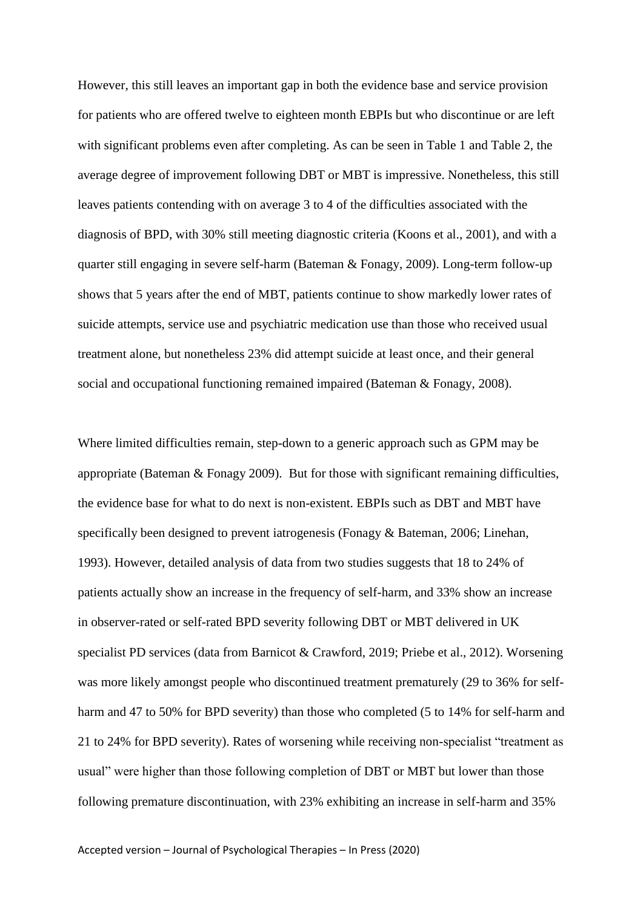However, this still leaves an important gap in both the evidence base and service provision for patients who are offered twelve to eighteen month EBPIs but who discontinue or are left with significant problems even after completing. As can be seen in Table 1 and Table 2, the average degree of improvement following DBT or MBT is impressive. Nonetheless, this still leaves patients contending with on average 3 to 4 of the difficulties associated with the diagnosis of BPD, with 30% still meeting diagnostic criteria (Koons et al., 2001), and with a quarter still engaging in severe self-harm (Bateman & Fonagy, 2009). Long-term follow-up shows that 5 years after the end of MBT, patients continue to show markedly lower rates of suicide attempts, service use and psychiatric medication use than those who received usual treatment alone, but nonetheless 23% did attempt suicide at least once, and their general social and occupational functioning remained impaired (Bateman & Fonagy, 2008).

Where limited difficulties remain, step-down to a generic approach such as GPM may be appropriate (Bateman & Fonagy 2009). But for those with significant remaining difficulties, the evidence base for what to do next is non-existent. EBPIs such as DBT and MBT have specifically been designed to prevent iatrogenesis (Fonagy & Bateman, 2006; Linehan, 1993). However, detailed analysis of data from two studies suggests that 18 to 24% of patients actually show an increase in the frequency of self-harm, and 33% show an increase in observer-rated or self-rated BPD severity following DBT or MBT delivered in UK specialist PD services (data from Barnicot & Crawford, 2019; Priebe et al., 2012). Worsening was more likely amongst people who discontinued treatment prematurely (29 to 36% for self-harm and 47 to 50% for BPD severity) than those who completed (5 to 14% for self-harm and 21 to 24% for BPD severity). Rates of worsening while receiving non-specialist "treatment as usual" were higher than those following completion of DBT or MBT but lower than those following premature discontinuation, with 23% exhibiting an increase in self-harm and 35%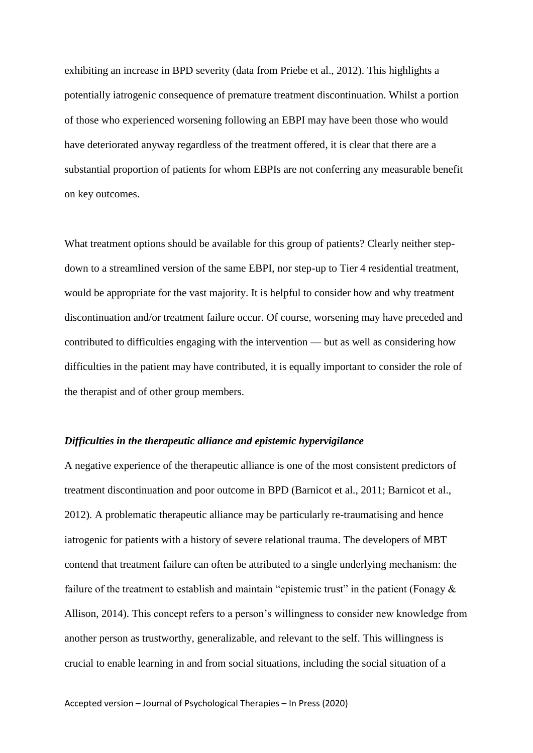exhibiting an increase in BPD severity (data from Priebe et al., 2012). This highlights a potentially iatrogenic consequence of premature treatment discontinuation. Whilst a portion of those who experienced worsening following an EBPI may have been those who would have deteriorated anyway regardless of the treatment offered, it is clear that there are a substantial proportion of patients for whom EBPIs are not conferring any measurable benefit on key outcomes.

What treatment options should be available for this group of patients? Clearly neither step-down to a streamlined version of the same EBPI, nor step-up to Tier 4 residential treatment, would be appropriate for the vast majority. It is helpful to consider how and why treatment discontinuation and/or treatment failure occur. Of course, worsening may have preceded and contributed to difficulties engaging with the intervention — but as well as considering how difficulties in the patient may have contributed, it is equally important to consider the role of the therapist and of other group members.

### *Difficulties in the therapeutic alliance and epistemic hypervigilance*

A negative experience of the therapeutic alliance is one of the most consistent predictors of treatment discontinuation and poor outcome in BPD (Barnicot et al., 2011; Barnicot et al., 2012). A problematic therapeutic alliance may be particularly re-traumatising and hence iatrogenic for patients with a history of severe relational trauma. The developers of MBT contend that treatment failure can often be attributed to a single underlying mechanism: the failure of the treatment to establish and maintain "epistemic trust" in the patient (Fonagy & Allison, 2014). This concept refers to a person's willingness to consider new knowledge from another person as trustworthy, generalizable, and relevant to the self. This willingness is crucial to enable learning in and from social situations, including the social situation of a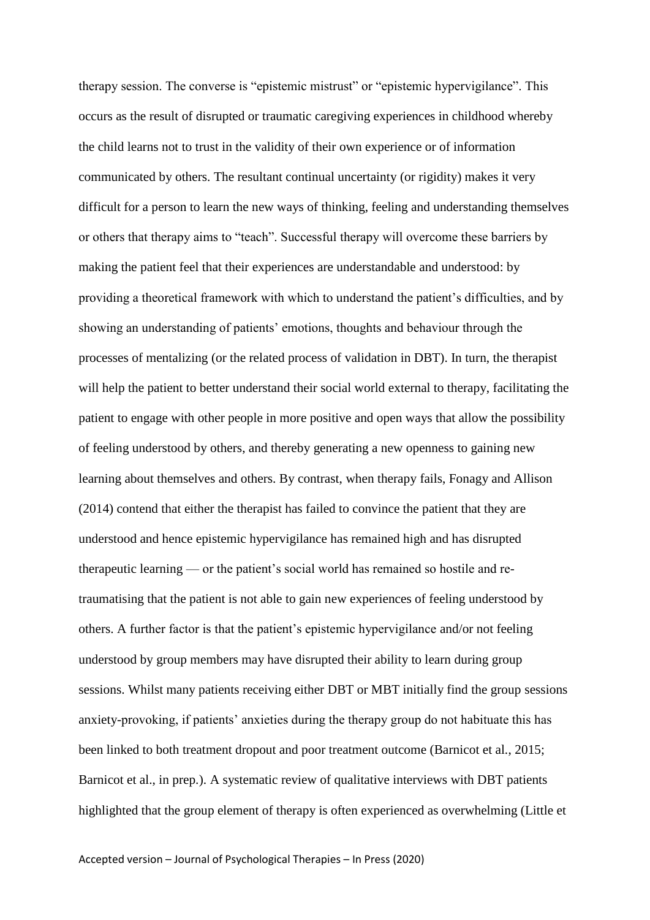therapy session. The converse is "epistemic mistrust" or "epistemic hypervigilance". This occurs as the result of disrupted or traumatic caregiving experiences in childhood whereby the child learns not to trust in the validity of their own experience or of information communicated by others. The resultant continual uncertainty (or rigidity) makes it very difficult for a person to learn the new ways of thinking, feeling and understanding themselves or others that therapy aims to "teach". Successful therapy will overcome these barriers by making the patient feel that their experiences are understandable and understood: by providing a theoretical framework with which to understand the patient's difficulties, and by showing an understanding of patients' emotions, thoughts and behaviour through the processes of mentalizing (or the related process of validation in DBT). In turn, the therapist will help the patient to better understand their social world external to therapy, facilitating the patient to engage with other people in more positive and open ways that allow the possibility of feeling understood by others, and thereby generating a new openness to gaining new learning about themselves and others. By contrast, when therapy fails, Fonagy and Allison (2014) contend that either the therapist has failed to convince the patient that they are understood and hence epistemic hypervigilance has remained high and has disrupted therapeutic learning — or the patient's social world has remained so hostile and re-traumatising that the patient is not able to gain new experiences of feeling understood by others. A further factor is that the patient's epistemic hypervigilance and/or not feeling understood by group members may have disrupted their ability to learn during group sessions. Whilst many patients receiving either DBT or MBT initially find the group sessions anxiety-provoking, if patients' anxieties during the therapy group do not habituate this has been linked to both treatment dropout and poor treatment outcome (Barnicot et al., 2015; Barnicot et al., in prep.). A systematic review of qualitative interviews with DBT patients highlighted that the group element of therapy is often experienced as overwhelming (Little et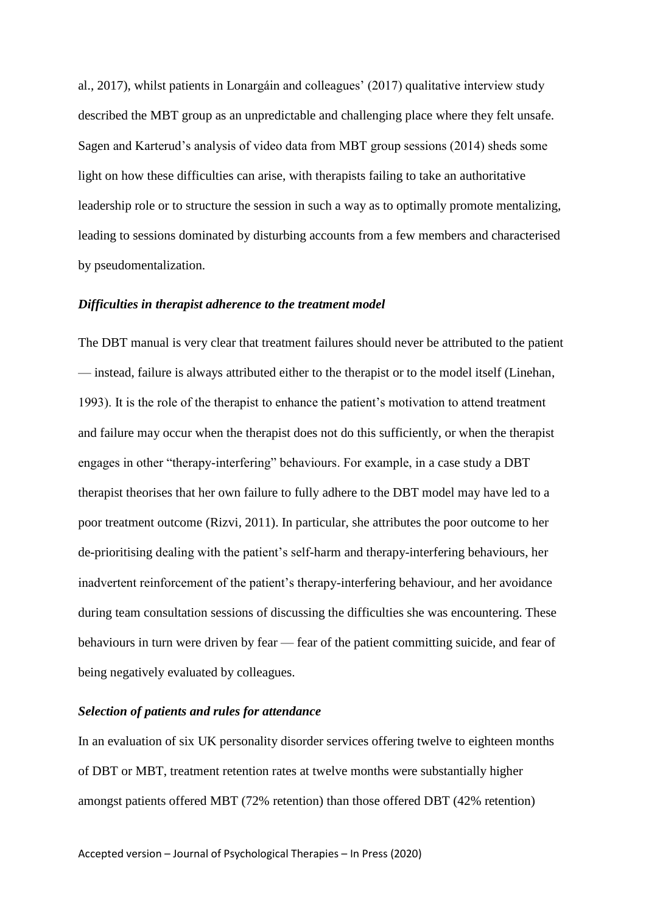al., 2017), whilst patients in Lonargáin and colleagues' (2017) qualitative interview study described the MBT group as an unpredictable and challenging place where they felt unsafe. Sagen and Karterud's analysis of video data from MBT group sessions (2014) sheds some light on how these difficulties can arise, with therapists failing to take an authoritative leadership role or to structure the session in such a way as to optimally promote mentalizing, leading to sessions dominated by disturbing accounts from a few members and characterised by pseudomentalization.

### *Difficulties in therapist adherence to the treatment model*

The DBT manual is very clear that treatment failures should never be attributed to the patient — instead, failure is always attributed either to the therapist or to the model itself (Linehan, 1993). It is the role of the therapist to enhance the patient's motivation to attend treatment and failure may occur when the therapist does not do this sufficiently, or when the therapist engages in other "therapy-interfering" behaviours. For example, in a case study a DBT therapist theorises that her own failure to fully adhere to the DBT model may have led to a poor treatment outcome (Rizvi, 2011). In particular, she attributes the poor outcome to her de-prioritising dealing with the patient's self-harm and therapy-interfering behaviours, her inadvertent reinforcement of the patient's therapy-interfering behaviour, and her avoidance during team consultation sessions of discussing the difficulties she was encountering. These behaviours in turn were driven by fear — fear of the patient committing suicide, and fear of being negatively evaluated by colleagues.

### *Selection of patients and rules for attendance*

In an evaluation of six UK personality disorder services offering twelve to eighteen months of DBT or MBT, treatment retention rates at twelve months were substantially higher amongst patients offered MBT (72% retention) than those offered DBT (42% retention)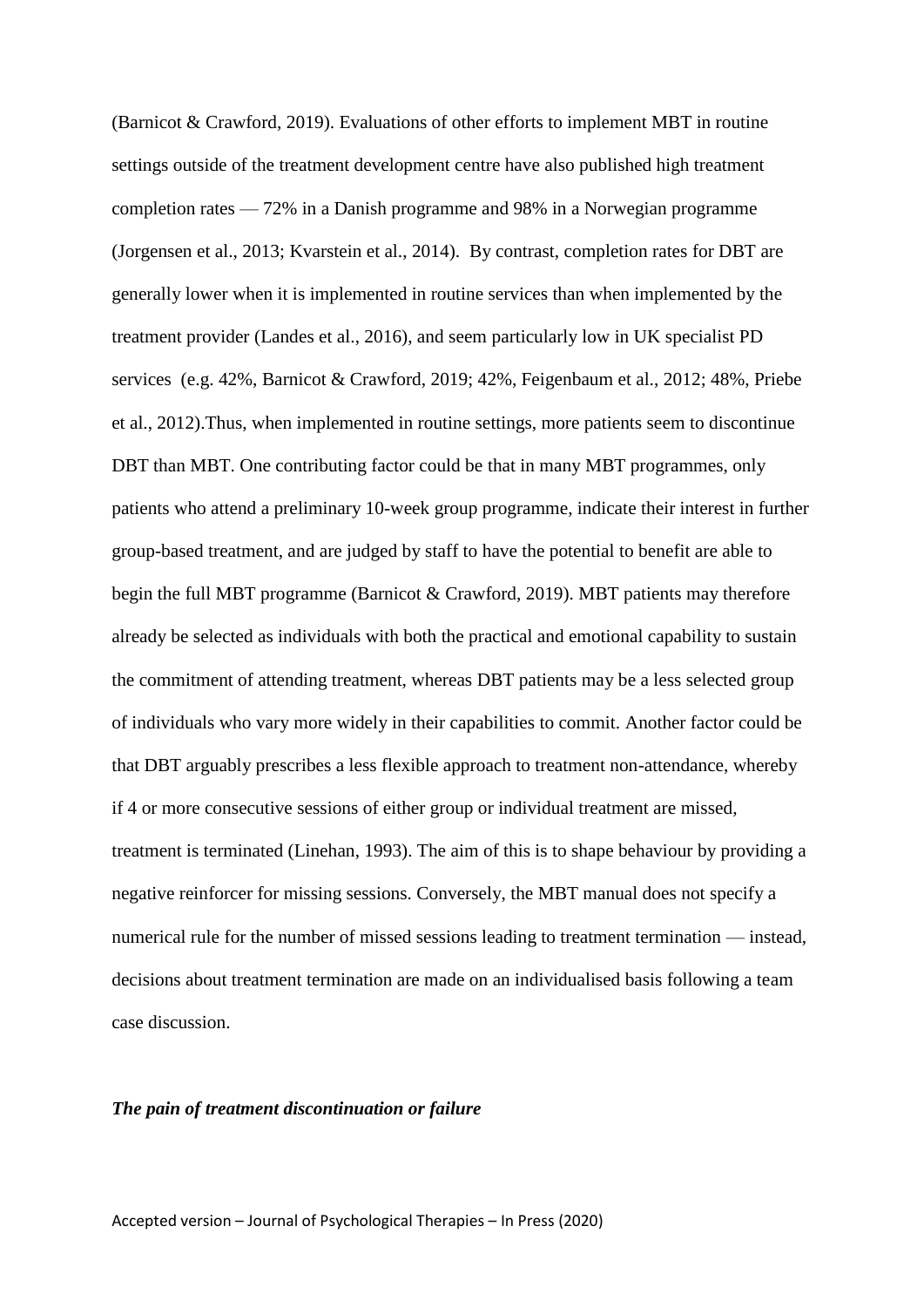(Barnicot & Crawford, 2019). Evaluations of other efforts to implement MBT in routine settings outside of the treatment development centre have also published high treatment completion rates — 72% in a Danish programme and 98% in a Norwegian programme (Jorgensen et al., 2013; Kvarstein et al., 2014). By contrast, completion rates for DBT are generally lower when it is implemented in routine services than when implemented by the treatment provider (Landes et al., 2016), and seem particularly low in UK specialist PD services (e.g. 42%, Barnicot & Crawford, 2019; 42%, Feigenbaum et al., 2012; 48%, Priebe et al., 2012).Thus, when implemented in routine settings, more patients seem to discontinue DBT than MBT. One contributing factor could be that in many MBT programmes, only patients who attend a preliminary 10-week group programme, indicate their interest in further group-based treatment, and are judged by staff to have the potential to benefit are able to begin the full MBT programme (Barnicot & Crawford, 2019). MBT patients may therefore already be selected as individuals with both the practical and emotional capability to sustain the commitment of attending treatment, whereas DBT patients may be a less selected group of individuals who vary more widely in their capabilities to commit. Another factor could be that DBT arguably prescribes a less flexible approach to treatment non-attendance, whereby if 4 or more consecutive sessions of either group or individual treatment are missed, treatment is terminated (Linehan, 1993). The aim of this is to shape behaviour by providing a negative reinforcer for missing sessions. Conversely, the MBT manual does not specify a numerical rule for the number of missed sessions leading to treatment termination — instead, decisions about treatment termination are made on an individualised basis following a team case discussion.

### *The pain of treatment discontinuation or failure*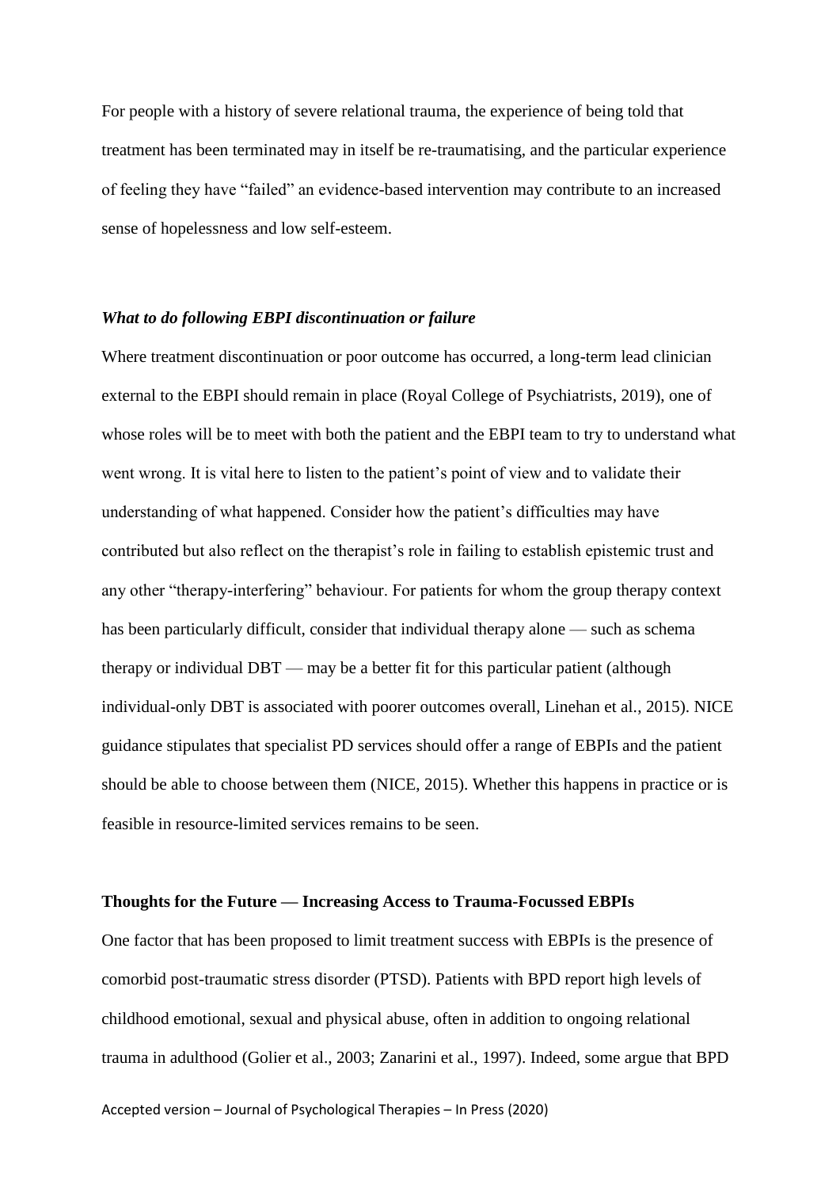For people with a history of severe relational trauma, the experience of being told that treatment has been terminated may in itself be re-traumatising, and the particular experience of feeling they have "failed" an evidence-based intervention may contribute to an increased sense of hopelessness and low self-esteem.

### *What to do following EBPI discontinuation or failure*

Where treatment discontinuation or poor outcome has occurred, a long-term lead clinician external to the EBPI should remain in place (Royal College of Psychiatrists, 2019), one of whose roles will be to meet with both the patient and the EBPI team to try to understand what went wrong. It is vital here to listen to the patient's point of view and to validate their understanding of what happened. Consider how the patient's difficulties may have contributed but also reflect on the therapist's role in failing to establish epistemic trust and any other "therapy-interfering" behaviour. For patients for whom the group therapy context has been particularly difficult, consider that individual therapy alone — such as schema therapy or individual DBT — may be a better fit for this particular patient (although individual-only DBT is associated with poorer outcomes overall, Linehan et al., 2015). NICE guidance stipulates that specialist PD services should offer a range of EBPIs and the patient should be able to choose between them (NICE, 2015). Whether this happens in practice or is feasible in resource-limited services remains to be seen.

## Thoughts for the Future — Increasing Access to Trauma-Focussed EBPIs

One factor that has been proposed to limit treatment success with EBPIs is the presence of comorbid post-traumatic stress disorder (PTSD). Patients with BPD report high levels of childhood emotional, sexual and physical abuse, often in addition to ongoing relational trauma in adulthood (Golier et al., 2003; Zanarini et al., 1997). Indeed, some argue that BPD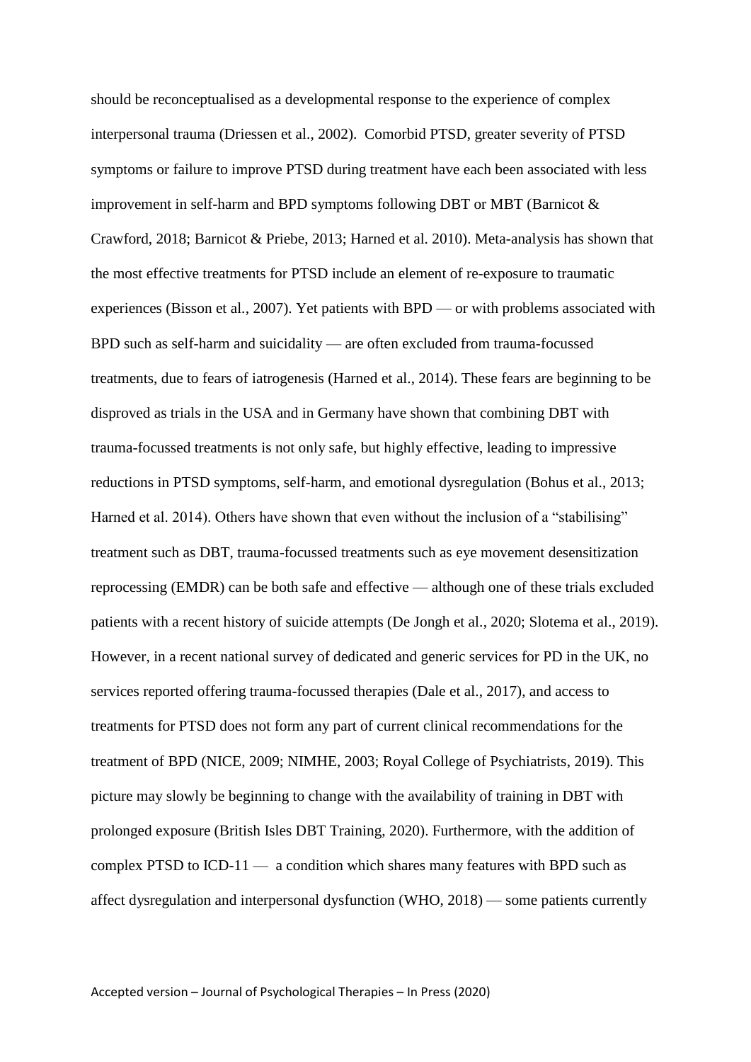should be reconceptualised as a developmental response to the experience of complex interpersonal trauma (Driessen et al., 2002). Comorbid PTSD, greater severity of PTSD symptoms or failure to improve PTSD during treatment have each been associated with less improvement in self-harm and BPD symptoms following DBT or MBT (Barnicot & Crawford, 2018; Barnicot & Priebe, 2013; Harned et al. 2010). Meta-analysis has shown that the most effective treatments for PTSD include an element of re-exposure to traumatic experiences (Bisson et al., 2007). Yet patients with BPD — or with problems associated with BPD such as self-harm and suicidality — are often excluded from trauma-focussed treatments, due to fears of iatrogenesis (Harned et al., 2014). These fears are beginning to be disproved as trials in the USA and in Germany have shown that combining DBT with trauma-focussed treatments is not only safe, but highly effective, leading to impressive reductions in PTSD symptoms, self-harm, and emotional dysregulation (Bohus et al., 2013; Harned et al. 2014). Others have shown that even without the inclusion of a "stabilising" treatment such as DBT, trauma-focussed treatments such as eye movement desensitization reprocessing (EMDR) can be both safe and effective — although one of these trials excluded patients with a recent history of suicide attempts (De Jongh et al., 2020; Slotema et al., 2019). However, in a recent national survey of dedicated and generic services for PD in the UK, no services reported offering trauma-focussed therapies (Dale et al., 2017), and access to treatments for PTSD does not form any part of current clinical recommendations for the treatment of BPD (NICE, 2009; NIMHE, 2003; Royal College of Psychiatrists, 2019). This picture may slowly be beginning to change with the availability of training in DBT with prolonged exposure (British Isles DBT Training, 2020). Furthermore, with the addition of complex PTSD to ICD-11 — a condition which shares many features with BPD such as affect dysregulation and interpersonal dysfunction (WHO, 2018) — some patients currently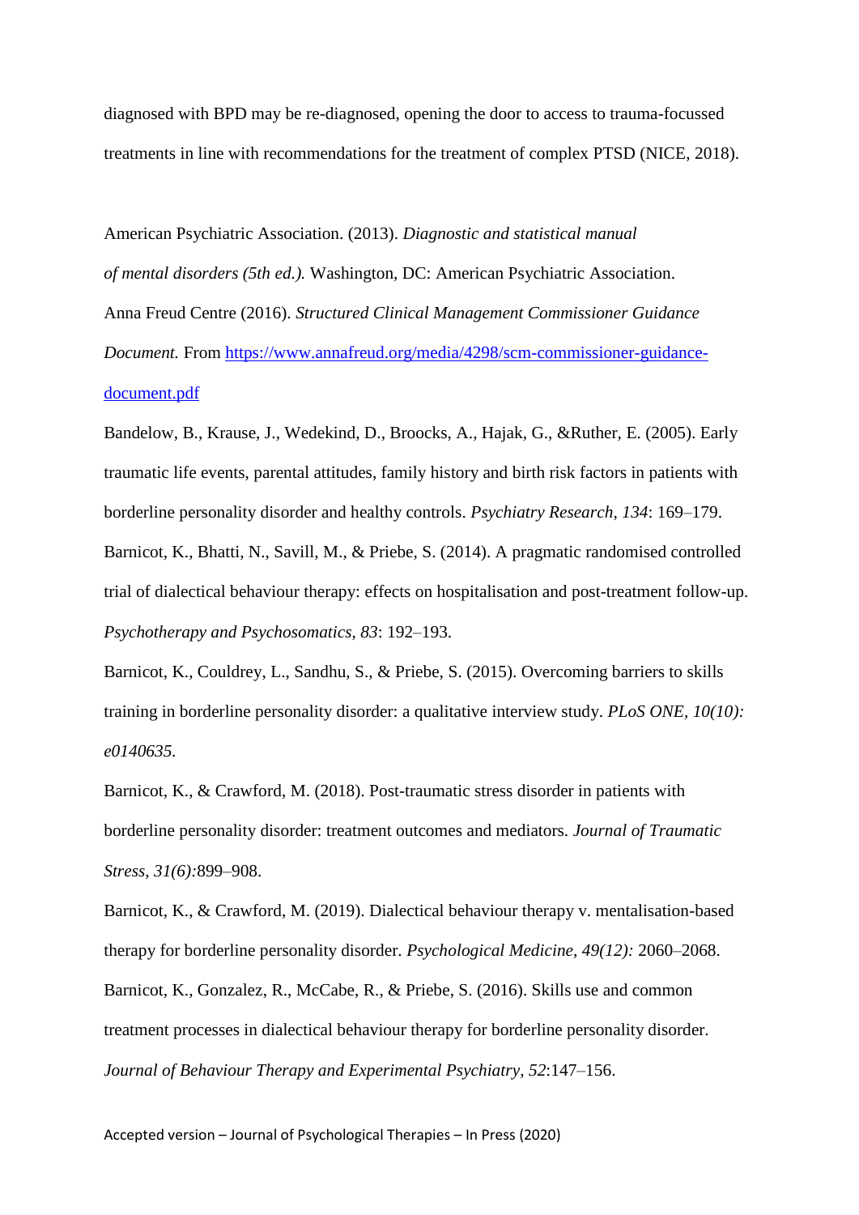diagnosed with BPD may be re-diagnosed, opening the door to access to trauma-focussed treatments in line with recommendations for the treatment of complex PTSD (NICE, 2018).

American Psychiatric Association. (2013). *Diagnostic and statistical manual of mental disorders (5th ed.).* Washington, DC: American Psychiatric Association.

Anna Freud Centre (2016). *Structured Clinical Management Commissioner Guidance Document.* From [https://www.annafreud.org/media/4298/scm-commissioner-guidance-document.pdf](https://www.annafreud.org/media/4298/scm-commissioner-guidance-document.pdf)

Bandelow, B., Krause, J., Wedekind, D., Broocks, A., Hajak, G., &Ruther, E. (2005). Early traumatic life events, parental attitudes, family history and birth risk factors in patients with borderline personality disorder and healthy controls. *Psychiatry Research*, *134*: 169–179.

Barnicot, K., Bhatti, N., Savill, M., & Priebe, S. (2014). A pragmatic randomised controlled trial of dialectical behaviour therapy: effects on hospitalisation and post-treatment follow-up. *Psychotherapy and Psychosomatics*, *83*: 192–193.

Barnicot, K., Couldrey, L., Sandhu, S., & Priebe, S. (2015). Overcoming barriers to skills training in borderline personality disorder: a qualitative interview study. *PLoS ONE, 10(10): e0140635.*

Barnicot, K., & Crawford, M. (2018). Post-traumatic stress disorder in patients with borderline personality disorder: treatment outcomes and mediators. *Journal of Traumatic Stress*, *31(6):*899–908.

Barnicot, K., & Crawford, M. (2019). Dialectical behaviour therapy v. mentalisation-based therapy for borderline personality disorder. *Psychological Medicine*, *49(12):* 2060–2068.

Barnicot, K., Gonzalez, R., McCabe, R., & Priebe, S. (2016). Skills use and common treatment processes in dialectical behaviour therapy for borderline personality disorder. *Journal of Behaviour Therapy and Experimental Psychiatry*, *52*:147–156.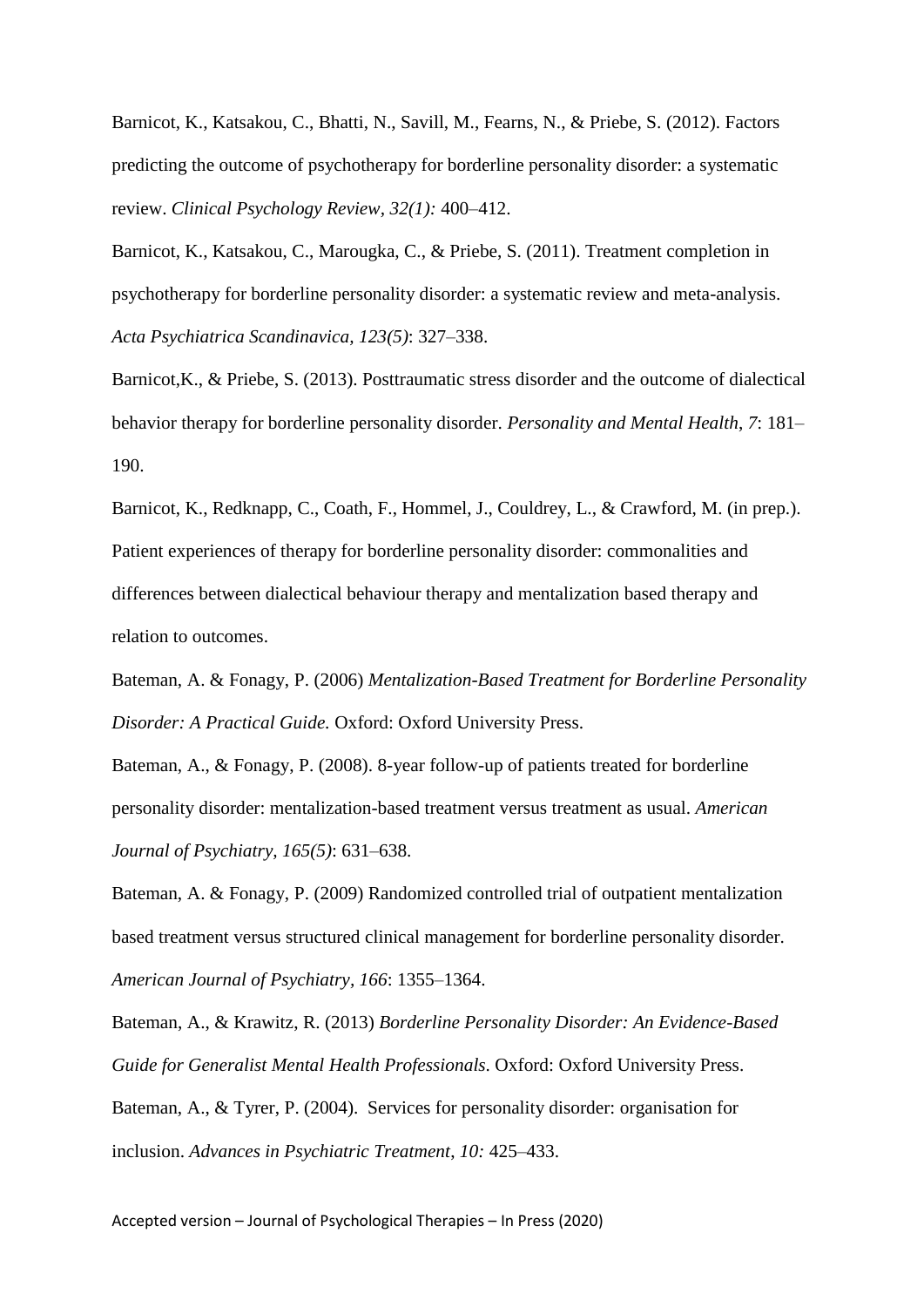Barnicot, K., Katsakou, C., Bhatti, N., Savill, M., Fearns, N., & Priebe, S. (2012). Factors predicting the outcome of psychotherapy for borderline personality disorder: a systematic review. *Clinical Psychology Review, 32(1):* 400–412.

Barnicot, K., Katsakou, C., Marougka, C., & Priebe, S. (2011). Treatment completion in psychotherapy for borderline personality disorder: a systematic review and meta-analysis. *Acta Psychiatrica Scandinavica, 123(5)*: 327–338.

Barnicot,K., & Priebe, S. (2013). Posttraumatic stress disorder and the outcome of dialectical behavior therapy for borderline personality disorder. *Personality and Mental Health*, *7*: 181–190.

Barnicot, K., Redknapp, C., Coath, F., Hommel, J., Couldrey, L., & Crawford, M. (in prep.). Patient experiences of therapy for borderline personality disorder: commonalities and differences between dialectical behaviour therapy and mentalization based therapy and relation to outcomes.

Bateman, A. & Fonagy, P. (2006) *Mentalization-Based Treatment for Borderline Personality Disorder: A Practical Guide.* Oxford: Oxford University Press.

Bateman, A., & Fonagy, P. (2008). 8-year follow-up of patients treated for borderline personality disorder: mentalization-based treatment versus treatment as usual. *American Journal of Psychiatry, 165(5)*: 631–638.

Bateman, A. & Fonagy, P. (2009) Randomized controlled trial of outpatient mentalization based treatment versus structured clinical management for borderline personality disorder. *American Journal of Psychiatry*, *166*: 1355–1364.

Bateman, A., & Krawitz, R. (2013) *Borderline Personality Disorder: An Evidence-Based Guide for Generalist Mental Health Professionals*. Oxford: Oxford University Press.

Bateman, A., & Tyrer, P. (2004). Services for personality disorder: organisation for inclusion. *Advances in Psychiatric Treatment, 10:* 425–433.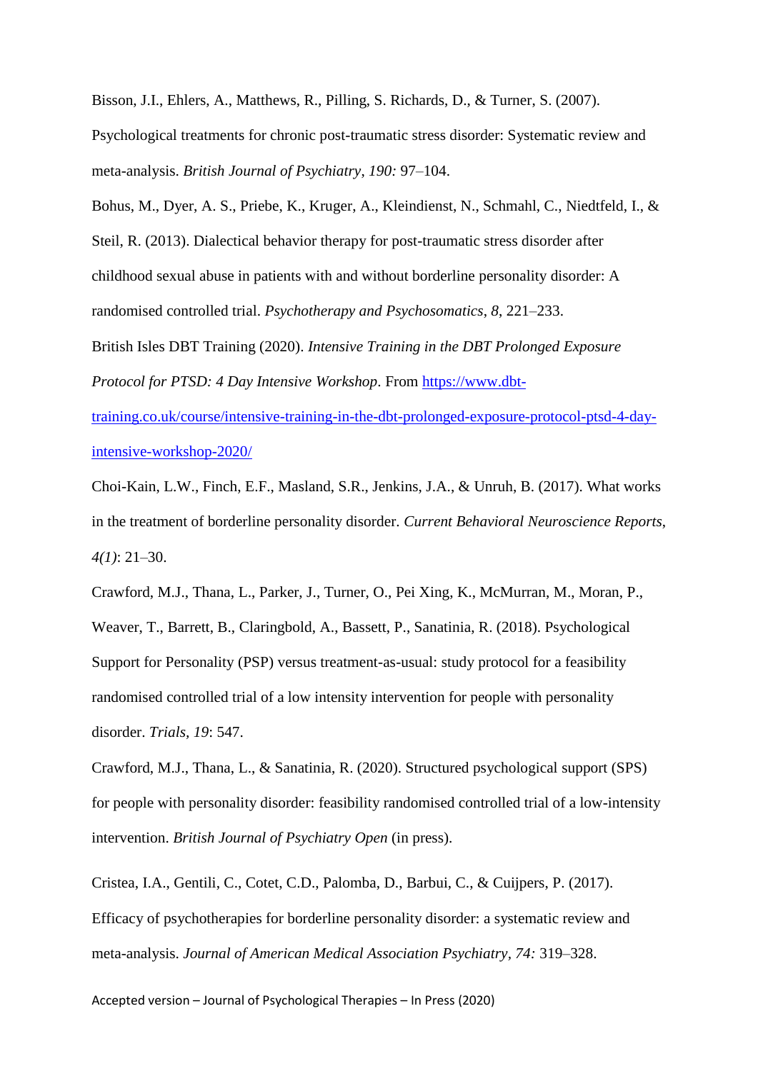Bisson, J.I., Ehlers, A., Matthews, R., Pilling, S. Richards, D., & Turner, S. (2007). Psychological treatments for chronic post-traumatic stress disorder: Systematic review and meta-analysis. *British Journal of Psychiatry*, *190:* 97–104.

Bohus, M., Dyer, A. S., Priebe, K., Kruger, A., Kleindienst, N., Schmahl, C., Niedtfeld, I., & Steil, R. (2013). Dialectical behavior therapy for post-traumatic stress disorder after childhood sexual abuse in patients with and without borderline personality disorder: A randomised controlled trial. *Psychotherapy and Psychosomatics*, *8*, 221–233.

British Isles DBT Training (2020). *Intensive Training in the DBT Prolonged Exposure Protocol for PTSD: 4 Day Intensive Workshop*. From https://www.dbt-training.co.uk/course/intensive-training-in-the-dbt-prolonged-exposure-protocol-ptsd-4-day-intensive-workshop-2020/

Choi-Kain, L.W., Finch, E.F., Masland, S.R., Jenkins, J.A., & Unruh, B. (2017). What works in the treatment of borderline personality disorder. *Current Behavioral Neuroscience Reports*, *4(1)*: 21–30.

Crawford, M.J., Thana, L., Parker, J., Turner, O., Pei Xing, K., McMurran, M., Moran, P., Weaver, T., Barrett, B., Claringbold, A., Bassett, P., Sanatinia, R. (2018). Psychological Support for Personality (PSP) versus treatment-as-usual: study protocol for a feasibility randomised controlled trial of a low intensity intervention for people with personality disorder. *Trials, 19*: 547.

Crawford, M.J., Thana, L., & Sanatinia, R. (2020). Structured psychological support (SPS) for people with personality disorder: feasibility randomised controlled trial of a low-intensity intervention. *British Journal of Psychiatry Open* (in press).

Cristea, I.A., Gentili, C., Cotet, C.D., Palomba, D., Barbui, C., & Cuijpers, P. (2017). Efficacy of psychotherapies for borderline personality disorder: a systematic review and meta-analysis. *Journal of American Medical Association Psychiatry, 74:* 319–328.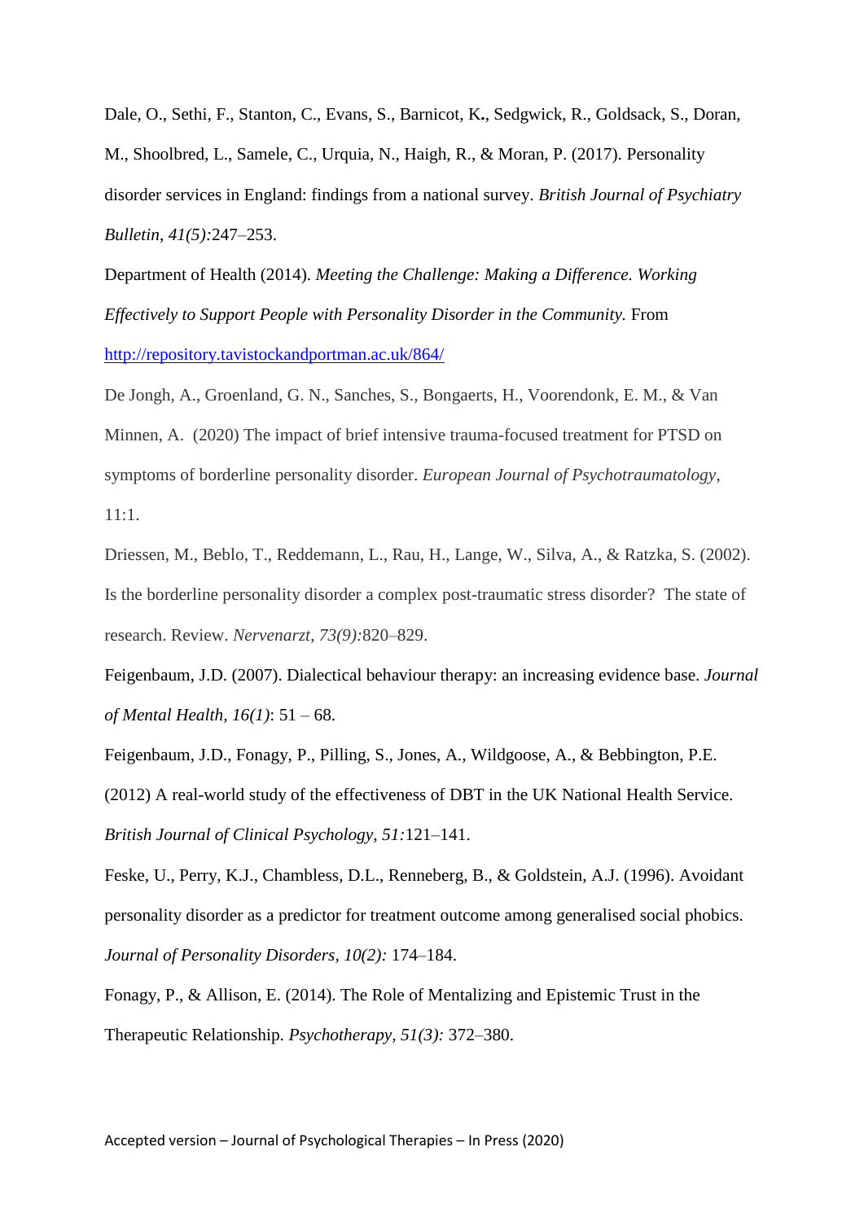Dale, O., Sethi, F., Stanton, C., Evans, S., Barnicot, K**.**, Sedgwick, R., Goldsack, S., Doran, M., Shoolbred, L., Samele, C., Urquia, N., Haigh, R., & Moran, P. (2017). Personality disorder services in England: findings from a national survey. *British Journal of Psychiatry Bulletin*, *41(5):*247–253.

Department of Health (2014). *Meeting the Challenge: Making a Difference. Working Effectively to Support People with Personality Disorder in the Community.* From http://repository.tavistockandportman.ac.uk/864/

De Jongh, A., Groenland, G. N., Sanches, S., Bongaerts, H., Voorendonk, E. M., & Van Minnen, A. (2020) The impact of brief intensive trauma-focused treatment for PTSD on symptoms of borderline personality disorder. *European Journal of Psychotraumatology*, 11:1.

Driessen, M., Beblo, T., Reddemann, L., Rau, H., Lange, W., Silva, A., & Ratzka, S. (2002). Is the borderline personality disorder a complex post-traumatic stress disorder? The state of research. Review. *Nervenarzt*, *73(9):*820–829.

Feigenbaum, J.D. (2007). Dialectical behaviour therapy: an increasing evidence base. *Journal of Mental Health, 16(1)*: 51 – 68.

Feigenbaum, J.D., Fonagy, P., Pilling, S., Jones, A., Wildgoose, A., & Bebbington, P.E. (2012) A real-world study of the effectiveness of DBT in the UK National Health Service. *British Journal of Clinical Psychology*, *51:*121–141.

Feske, U., Perry, K.J., Chambless, D.L., Renneberg, B., & Goldstein, A.J. (1996). Avoidant personality disorder as a predictor for treatment outcome among generalised social phobics. *Journal of Personality Disorders, 10(2):* 174–184.

Fonagy, P., & Allison, E. (2014). The Role of Mentalizing and Epistemic Trust in the Therapeutic Relationship. *Psychotherapy, 51(3):* 372–380.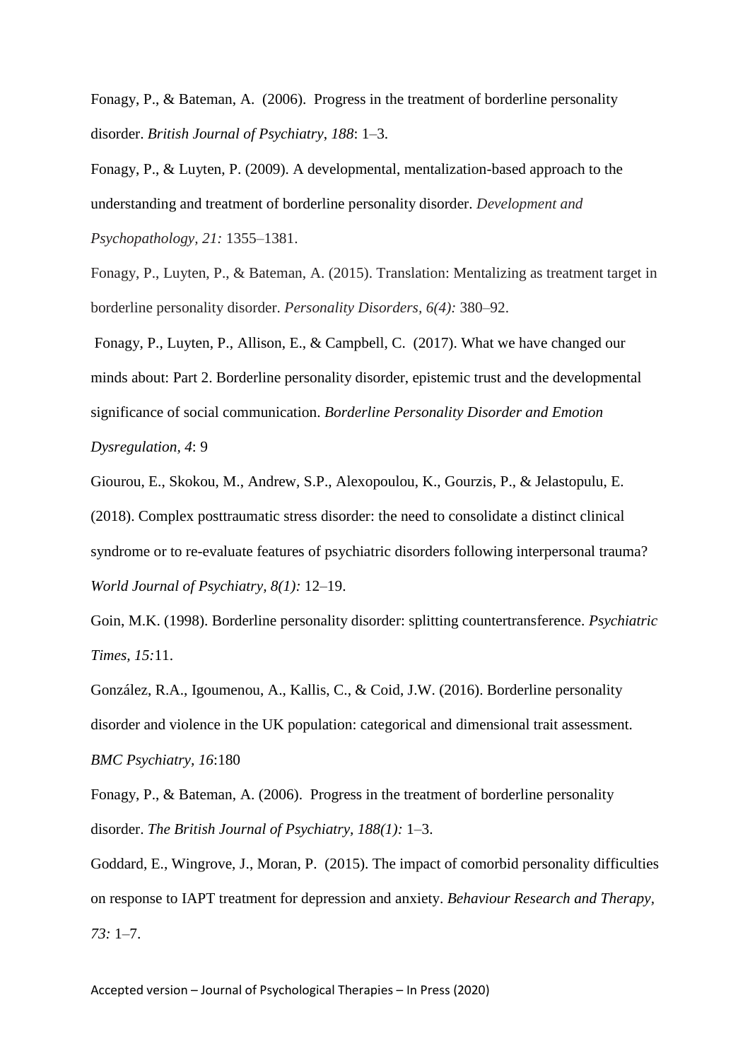Fonagy, P., & Bateman, A. (2006). Progress in the treatment of borderline personality disorder. *British Journal of Psychiatry, 188*: 1–3.

Fonagy, P., & Luyten, P. (2009). A developmental, mentalization-based approach to the understanding and treatment of borderline personality disorder. *Development and Psychopathology, 21:* 1355–1381.

Fonagy, P., Luyten, P., & Bateman, A. (2015). Translation: Mentalizing as treatment target in borderline personality disorder. *Personality Disorders, 6(4):* 380–92.

Fonagy, P., Luyten, P., Allison, E., & Campbell, C. (2017). What we have changed our minds about: Part 2. Borderline personality disorder, epistemic trust and the developmental significance of social communication. *Borderline Personality Disorder and Emotion Dysregulation, 4*: 9

Giourou, E., Skokou, M., Andrew, S.P., Alexopoulou, K., Gourzis, P., & Jelastopulu, E. (2018). Complex posttraumatic stress disorder: the need to consolidate a distinct clinical syndrome or to re-evaluate features of psychiatric disorders following interpersonal trauma? *World Journal of Psychiatry, 8(1):* 12–19.

Goin, M.K. (1998). Borderline personality disorder: splitting countertransference. *Psychiatric Times, 15:*11.

González, R.A., Igoumenou, A., Kallis, C., & Coid, J.W. (2016). Borderline personality disorder and violence in the UK population: categorical and dimensional trait assessment. *BMC Psychiatry, 16*:180

Fonagy, P., & Bateman, A. (2006). Progress in the treatment of borderline personality disorder. *The British Journal of Psychiatry, 188(1):* 1–3.

Goddard, E., Wingrove, J., Moran, P. (2015). The impact of comorbid personality difficulties on response to IAPT treatment for depression and anxiety. *Behaviour Research and Therapy, 73:* 1–7.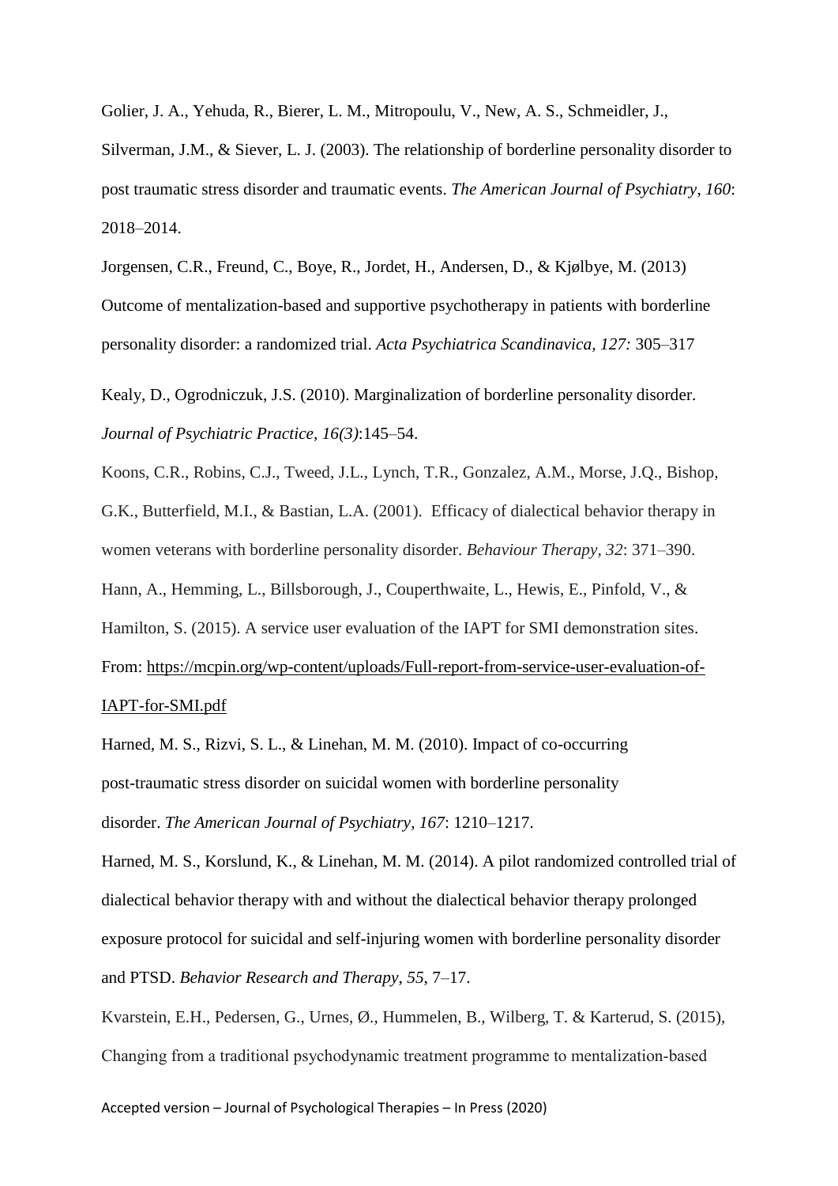Golier, J. A., Yehuda, R., Bierer, L. M., Mitropoulu, V., New, A. S., Schmeidler, J., Silverman, J.M., & Siever, L. J. (2003). The relationship of borderline personality disorder to post traumatic stress disorder and traumatic events. *The American Journal of Psychiatry*, *160*: 2018–2014.

Jorgensen, C.R., Freund, C., Boye, R., Jordet, H., Andersen, D., & Kjølbye, M. (2013) Outcome of mentalization-based and supportive psychotherapy in patients with borderline personality disorder: a randomized trial. *Acta Psychiatrica Scandinavica, 127:* 305–317

Kealy, D., Ogrodniczuk, J.S. (2010). Marginalization of borderline personality disorder. *Journal of Psychiatric Practice, 16(3)*:145–54.

Koons, C.R., Robins, C.J., Tweed, J.L., Lynch, T.R., Gonzalez, A.M., Morse, J.Q., Bishop, G.K., Butterfield, M.I., & Bastian, L.A. (2001). Efficacy of dialectical behavior therapy in women veterans with borderline personality disorder. *Behaviour Therapy, 32*: 371–390.

Hann, A., Hemming, L., Billsborough, J., Couperthwaite, L., Hewis, E., Pinfold, V., & Hamilton, S. (2015). A service user evaluation of the IAPT for SMI demonstration sites. From: https://mcpin.org/wp-content/uploads/Full-report-from-service-user-evaluation-of-IAPT-for-SMI.pdf

Harned, M. S., Rizvi, S. L., & Linehan, M. M. (2010). Impact of co-occurring post-traumatic stress disorder on suicidal women with borderline personality disorder. *The American Journal of Psychiatry, 167*: 1210–1217.

Harned, M. S., Korslund, K., & Linehan, M. M. (2014). A pilot randomized controlled trial of dialectical behavior therapy with and without the dialectical behavior therapy prolonged exposure protocol for suicidal and self-injuring women with borderline personality disorder and PTSD. *Behavior Research and Therapy, 55*, 7–17.

Kvarstein, E.H., Pedersen, G., Urnes, Ø., Hummelen, B., Wilberg, T. & Karterud, S. (2015), Changing from a traditional psychodynamic treatment programme to mentalization-based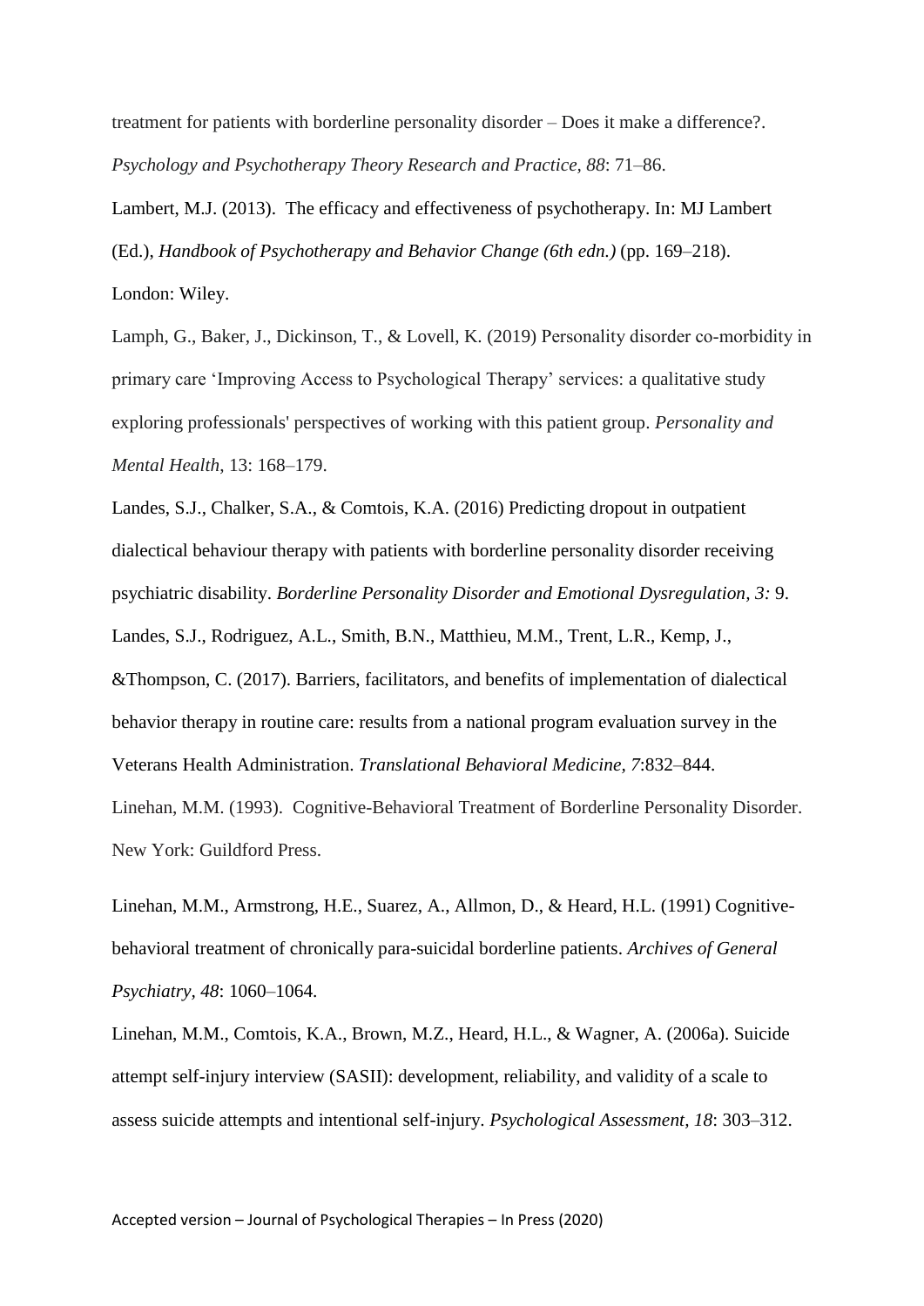treatment for patients with borderline personality disorder – Does it make a difference?. *Psychology and Psychotherapy Theory Research and Practice, 88*: 71–86.

Lambert, M.J. (2013). The efficacy and effectiveness of psychotherapy. In: MJ Lambert (Ed.), *Handbook of Psychotherapy and Behavior Change (6th edn.)* (pp. 169–218). London: Wiley.

Lamph, G., Baker, J., Dickinson, T., & Lovell, K. (2019) Personality disorder co-morbidity in primary care 'Improving Access to Psychological Therapy' services: a qualitative study exploring professionals' perspectives of working with this patient group. *Personality and Mental Health*, 13: 168–179.

Landes, S.J., Chalker, S.A., & Comtois, K.A. (2016) Predicting dropout in outpatient dialectical behaviour therapy with patients with borderline personality disorder receiving psychiatric disability. *Borderline Personality Disorder and Emotional Dysregulation, 3:* 9.

Landes, S.J., Rodriguez, A.L., Smith, B.N., Matthieu, M.M., Trent, L.R., Kemp, J., &Thompson, C. (2017). Barriers, facilitators, and benefits of implementation of dialectical behavior therapy in routine care: results from a national program evaluation survey in the Veterans Health Administration. *Translational Behavioral Medicine*, *7*:832–844.

Linehan, M.M. (1993). Cognitive-Behavioral Treatment of Borderline Personality Disorder. New York: Guildford Press.

Linehan, M.M., Armstrong, H.E., Suarez, A., Allmon, D., & Heard, H.L. (1991) Cognitive-behavioral treatment of chronically para-suicidal borderline patients. *Archives of General Psychiatry*, *48*: 1060–1064.

Linehan, M.M., Comtois, K.A., Brown, M.Z., Heard, H.L., & Wagner, A. (2006a). Suicide attempt self-injury interview (SASII): development, reliability, and validity of a scale to assess suicide attempts and intentional self-injury. *Psychological Assessment*, *18*: 303–312.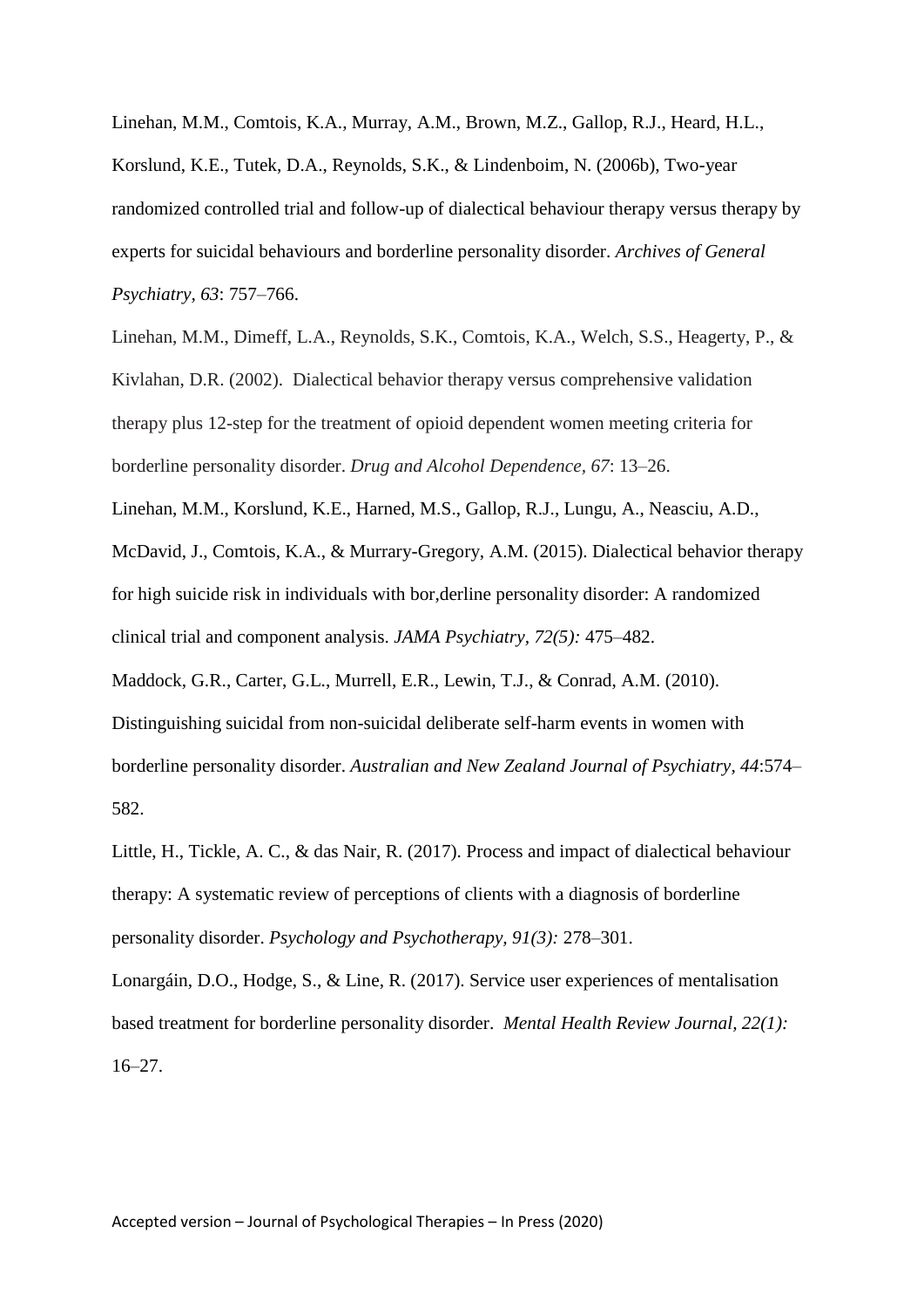Linehan, M.M., Comtois, K.A., Murray, A.M., Brown, M.Z., Gallop, R.J., Heard, H.L., Korslund, K.E., Tutek, D.A., Reynolds, S.K., & Lindenboim, N. (2006b), Two-year randomized controlled trial and follow-up of dialectical behaviour therapy versus therapy by experts for suicidal behaviours and borderline personality disorder. *Archives of General Psychiatry, 63*: 757–766.

Linehan, M.M., Dimeff, L.A., Reynolds, S.K., Comtois, K.A., Welch, S.S., Heagerty, P., & Kivlahan, D.R. (2002). Dialectical behavior therapy versus comprehensive validation therapy plus 12-step for the treatment of opioid dependent women meeting criteria for borderline personality disorder. *Drug and Alcohol Dependence, 67*: 13–26.

Linehan, M.M., Korslund, K.E., Harned, M.S., Gallop, R.J., Lungu, A., Neasciu, A.D., McDavid, J., Comtois, K.A., & Murrary-Gregory, A.M. (2015). Dialectical behavior therapy for high suicide risk in individuals with bor,derline personality disorder: A randomized clinical trial and component analysis. *JAMA Psychiatry, 72(5):* 475–482.

Maddock, G.R., Carter, G.L., Murrell, E.R., Lewin, T.J., & Conrad, A.M. (2010). Distinguishing suicidal from non-suicidal deliberate self-harm events in women with borderline personality disorder. *Australian and New Zealand Journal of Psychiatry, 44*:574–582.

Little, H., Tickle, A. C., & das Nair, R. (2017). Process and impact of dialectical behaviour therapy: A systematic review of perceptions of clients with a diagnosis of borderline personality disorder. *Psychology and Psychotherapy, 91(3):* 278–301.

Lonargáin, D.O., Hodge, S., & Line, R. (2017). Service user experiences of mentalisation based treatment for borderline personality disorder. *Mental Health Review Journal, 22(1):* 16–27.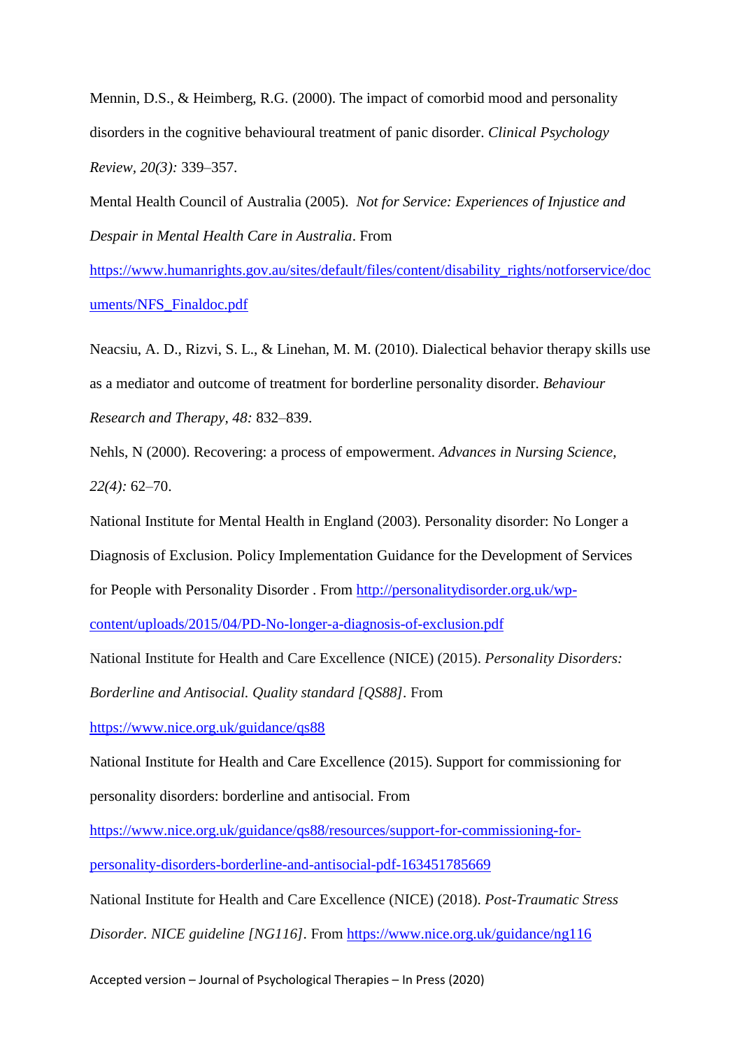Mennin, D.S., & Heimberg, R.G. (2000). The impact of comorbid mood and personality disorders in the cognitive behavioural treatment of panic disorder. *Clinical Psychology Review, 20(3):* 339–357.

Mental Health Council of Australia (2005). *Not for Service: Experiences of Injustice and Despair in Mental Health Care in Australia*. From https://www.humanrights.gov.au/sites/default/files/content/disability_rights/notforservice/documents/NFS_Finaldoc.pdf

Neacsiu, A. D., Rizvi, S. L., & Linehan, M. M. (2010). Dialectical behavior therapy skills use as a mediator and outcome of treatment for borderline personality disorder. *Behaviour Research and Therapy, 48:* 832–839.

Nehls, N (2000). Recovering: a process of empowerment. *Advances in Nursing Science, 22(4):* 62–70.

National Institute for Mental Health in England (2003). Personality disorder: No Longer a Diagnosis of Exclusion. Policy Implementation Guidance for the Development of Services for People with Personality Disorder . From http://personalitydisorder.org.uk/wp-content/uploads/2015/04/PD-No-longer-a-diagnosis-of-exclusion.pdf

National Institute for Health and Care Excellence (NICE) (2015). *Personality Disorders: Borderline and Antisocial. Quality standard [QS88]*. From https://www.nice.org.uk/guidance/qs88

National Institute for Health and Care Excellence (2015). Support for commissioning for personality disorders: borderline and antisocial. From https://www.nice.org.uk/guidance/qs88/resources/support-for-commissioning-for-personality-disorders-borderline-and-antisocial-pdf-163451785669

National Institute for Health and Care Excellence (NICE) (2018). *Post-Traumatic Stress Disorder. NICE guideline [NG116]*. From https://www.nice.org.uk/guidance/ng116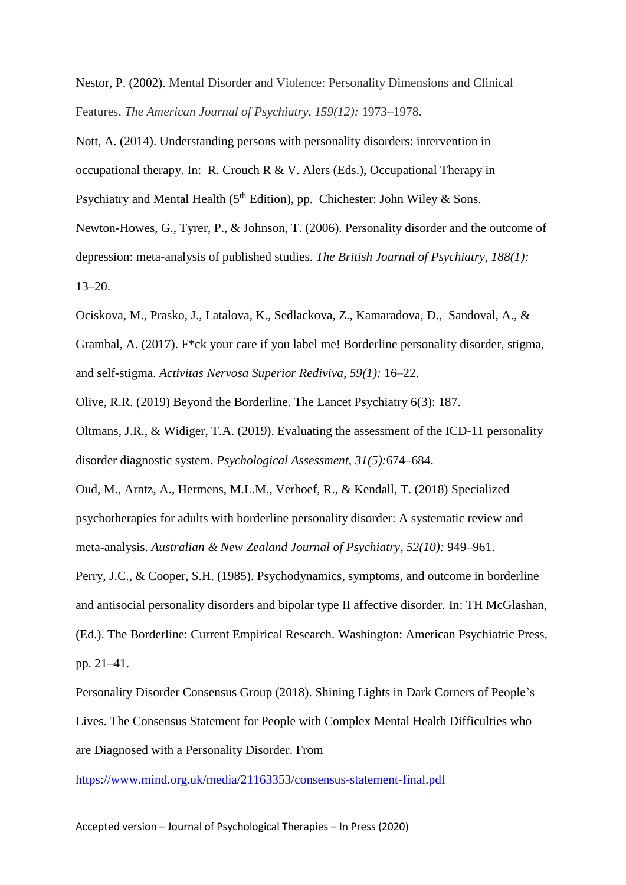Nestor, P. (2002). Mental Disorder and Violence: Personality Dimensions and Clinical Features. *The American Journal of Psychiatry, 159(12):* 1973–1978.

Nott, A. (2014). Understanding persons with personality disorders: intervention in occupational therapy. In: R. Crouch R & V. Alers (Eds.), Occupational Therapy in Psychiatry and Mental Health (5th Edition), pp. Chichester: John Wiley & Sons.

Newton-Howes, G., Tyrer, P., & Johnson, T. (2006). Personality disorder and the outcome of depression: meta-analysis of published studies. *The British Journal of Psychiatry, 188(1):* 13–20.

Ociskova, M., Prasko, J., Latalova, K., Sedlackova, Z., Kamaradova, D., Sandoval, A., & Grambal, A. (2017). F*ck your care if you label me! Borderline personality disorder, stigma, and self-stigma. *Activitas Nervosa Superior Rediviva, 59(1):* 16–22.

Olive, R.R. (2019) Beyond the Borderline. The Lancet Psychiatry 6(3): 187.

Oltmans, J.R., & Widiger, T.A. (2019). Evaluating the assessment of the ICD-11 personality disorder diagnostic system. *Psychological Assessment, 31(5):*674–684.

Oud, M., Arntz, A., Hermens, M.L.M., Verhoef, R., & Kendall, T. (2018) Specialized psychotherapies for adults with borderline personality disorder: A systematic review and meta-analysis. *Australian & New Zealand Journal of Psychiatry, 52(10):* 949–961.

Perry, J.C., & Cooper, S.H. (1985). Psychodynamics, symptoms, and outcome in borderline and antisocial personality disorders and bipolar type II affective disorder. In: TH McGlashan, (Ed.). The Borderline: Current Empirical Research. Washington: American Psychiatric Press, pp. 21–41.

Personality Disorder Consensus Group (2018). Shining Lights in Dark Corners of People's Lives. The Consensus Statement for People with Complex Mental Health Difficulties who are Diagnosed with a Personality Disorder. From

https://www.mind.org.uk/media/21163353/consensus-statement-final.pdf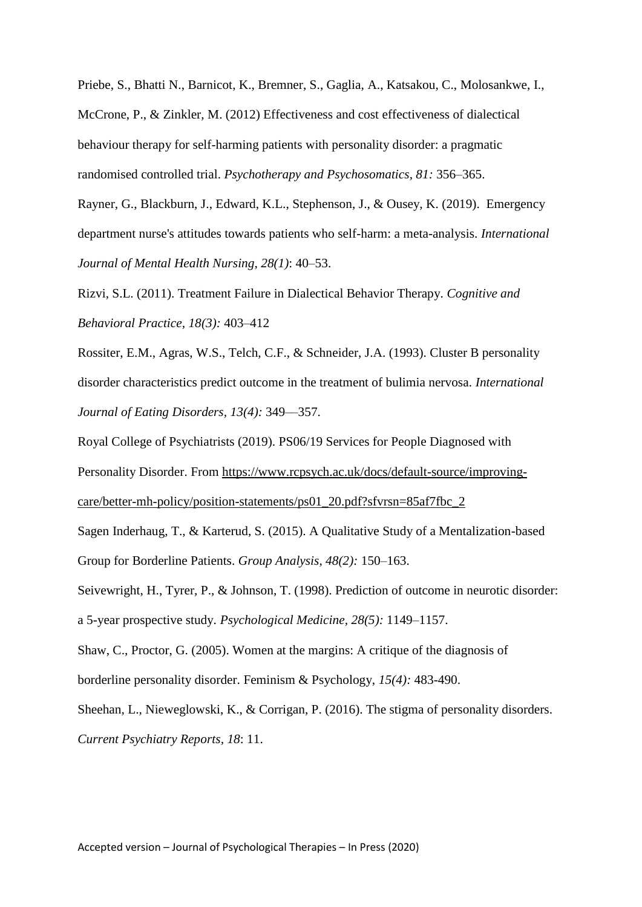Priebe, S., Bhatti N., Barnicot, K., Bremner, S., Gaglia, A., Katsakou, C., Molosankwe, I., McCrone, P., & Zinkler, M. (2012) Effectiveness and cost effectiveness of dialectical behaviour therapy for self-harming patients with personality disorder: a pragmatic randomised controlled trial. *Psychotherapy and Psychosomatics, 81:* 356–365.

Rayner, G., Blackburn, J., Edward, K.L., Stephenson, J., & Ousey, K. (2019). Emergency department nurse's attitudes towards patients who self-harm: a meta-analysis. *International Journal of Mental Health Nursing, 28(1)*: 40–53.

Rizvi, S.L. (2011). Treatment Failure in Dialectical Behavior Therapy. *Cognitive and Behavioral Practice, 18(3):* 403–412

Rossiter, E.M., Agras, W.S., Telch, C.F., & Schneider, J.A. (1993). Cluster B personality disorder characteristics predict outcome in the treatment of bulimia nervosa. *International Journal of Eating Disorders, 13(4):* 349—357.

Royal College of Psychiatrists (2019). PS06/19 Services for People Diagnosed with Personality Disorder. From https://www.rcpsych.ac.uk/docs/default-source/improving-care/better-mh-policy/position-statements/ps01_20.pdf?sfvrsn=85af7fbc_2

Sagen Inderhaug, T., & Karterud, S. (2015). A Qualitative Study of a Mentalization-based Group for Borderline Patients. *Group Analysis, 48(2):* 150–163.

Seivewright, H., Tyrer, P., & Johnson, T. (1998). Prediction of outcome in neurotic disorder: a 5-year prospective study. *Psychological Medicine, 28(5):* 1149–1157.

Shaw, C., Proctor, G. (2005). Women at the margins: A critique of the diagnosis of borderline personality disorder. Feminism & Psychology, *15(4):* 483-490.

Sheehan, L., Nieweglowski, K., & Corrigan, P. (2016). The stigma of personality disorders. *Current Psychiatry Reports, 18*: 11.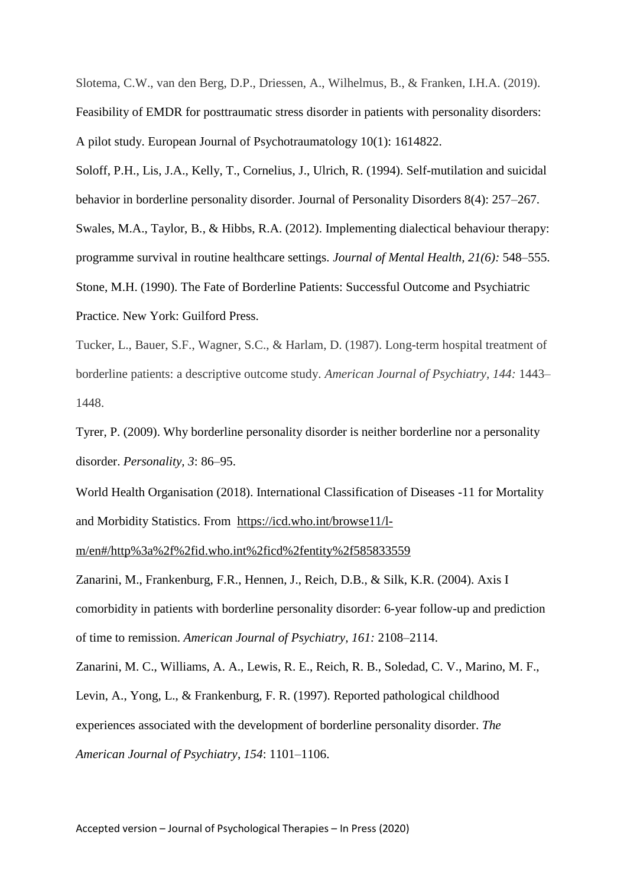Slotema, C.W., van den Berg, D.P., Driessen, A., Wilhelmus, B., & Franken, I.H.A. (2019). Feasibility of EMDR for posttraumatic stress disorder in patients with personality disorders: A pilot study. European Journal of Psychotraumatology 10(1): 1614822.

Soloff, P.H., Lis, J.A., Kelly, T., Cornelius, J., Ulrich, R. (1994). Self-mutilation and suicidal behavior in borderline personality disorder. Journal of Personality Disorders 8(4): 257–267.

Swales, M.A., Taylor, B., & Hibbs, R.A. (2012). Implementing dialectical behaviour therapy: programme survival in routine healthcare settings. *Journal of Mental Health, 21(6):* 548–555.

Stone, M.H. (1990). The Fate of Borderline Patients: Successful Outcome and Psychiatric Practice. New York: Guilford Press.

Tucker, L., Bauer, S.F., Wagner, S.C., & Harlam, D. (1987). Long-term hospital treatment of borderline patients: a descriptive outcome study. *American Journal of Psychiatry, 144:* 1443–1448.

Tyrer, P. (2009). Why borderline personality disorder is neither borderline nor a personality disorder. *Personality, 3*: 86–95.

World Health Organisation (2018). International Classification of Diseases -11 for Mortality and Morbidity Statistics. From https://icd.who.int/browse11/l-m/en#/http%3a%2f%2fid.who.int%2ficd%2fentity%2f585833559

Zanarini, M., Frankenburg, F.R., Hennen, J., Reich, D.B., & Silk, K.R. (2004). Axis I comorbidity in patients with borderline personality disorder: 6-year follow-up and prediction of time to remission. *American Journal of Psychiatry, 161:* 2108–2114.

Zanarini, M. C., Williams, A. A., Lewis, R. E., Reich, R. B., Soledad, C. V., Marino, M. F., Levin, A., Yong, L., & Frankenburg, F. R. (1997). Reported pathological childhood experiences associated with the development of borderline personality disorder. *The American Journal of Psychiatry*, *154*: 1101–1106.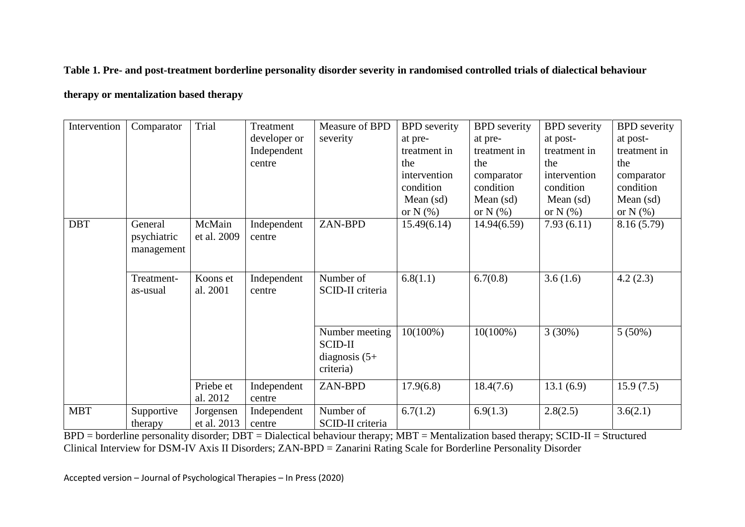**Table 1. Pre- and post-treatment borderline personality disorder severity in randomised controlled trials of dialectical behaviour therapy or mentalization based therapy**

| Intervention | Comparator | Trial | Treatment developer or Independent centre | Measure of BPD severity | BPD severity at pre-treatment in the intervention condition Mean (sd) or N (%) | BPD severity at pre-treatment in the comparator condition Mean (sd) or N (%) | BPD severity at post-treatment in the intervention condition Mean (sd) or N (%) | BPD severity at post-treatment in the comparator condition Mean (sd) or N (%) |
|---|---|---|---|---|---|---|---|---|
| DBT | General psychiatric management | McMain et al. 2009 | Independent centre | ZAN-BPD | 15.49(6.14) | 14.94(6.59) | 7.93 (6.11) | 8.16 (5.79) |
| | Treatment-as-usual | Koons et al. 2001 | Independent centre | Number of SCID-II criteria | 6.8(1.1) | 6.7(0.8) | 3.6 (1.6) | 4.2 (2.3) |
| | | | | Number meeting SCID-II diagnosis (5+ criteria) | 10(100%) | 10(100%) | 3 (30%) | 5 (50%) |
| | | Priebe et al. 2012 | Independent centre | ZAN-BPD | 17.9(6.8) | 18.4(7.6) | 13.1 (6.9) | 15.9 (7.5) |
| MBT | Supportive therapy | Jorgensen et al. 2013 | Independent centre | Number of SCID-II criteria | 6.7(1.2) | 6.9(1.3) | 2.8(2.5) | 3.6(2.1) |

BPD = borderline personality disorder; DBT = Dialectical behaviour therapy; MBT = Mentalization based therapy; SCID-II = Structured Clinical Interview for DSM-IV Axis II Disorders; ZAN-BPD = Zanarini Rating Scale for Borderline Personality Disorder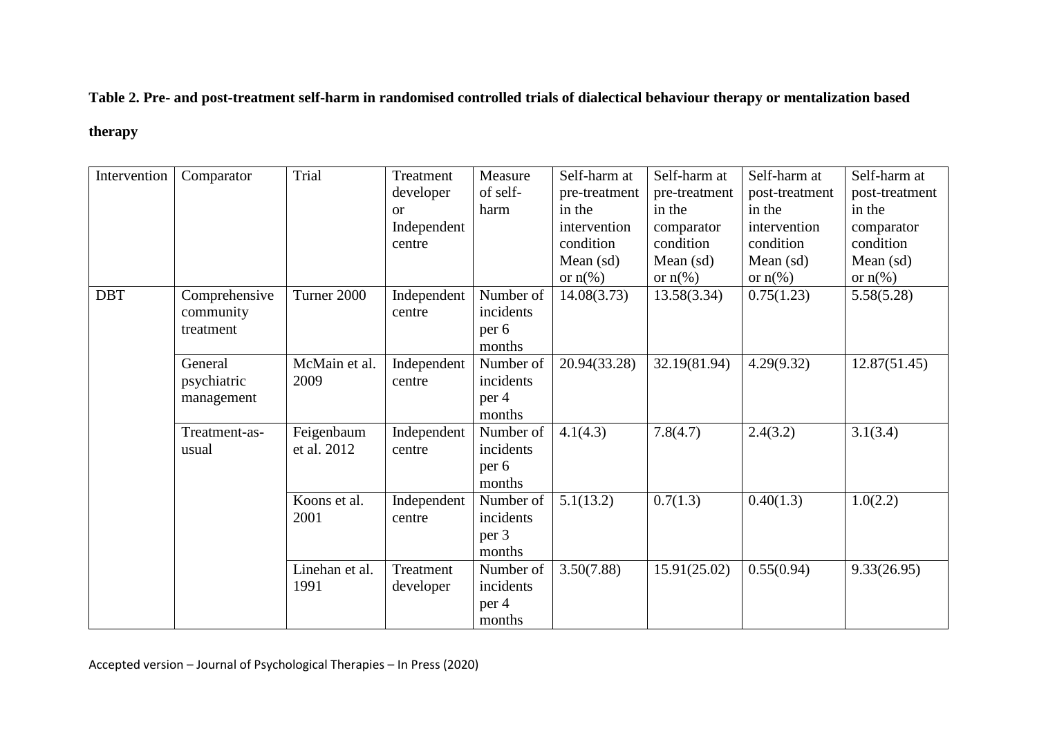**Table 2. Pre- and post-treatment self-harm in randomised controlled trials of dialectical behaviour therapy or mentalization based therapy**

| Intervention | Comparator | Trial | Treatment developer or Independent centre | Measure of self-harm | Self-harm at pre-treatment in the intervention condition Mean (sd) or n(%) | Self-harm at pre-treatment in the comparator condition Mean (sd) or n(%) | Self-harm at post-treatment in the intervention condition Mean (sd) or n(%) | Self-harm at post-treatment in the comparator condition Mean (sd) or n(%) |
|---|---|---|---|---|---|---|---|---|
| DBT | Comprehensive community treatment | Turner 2000 | Independent centre | Number of incidents per 6 months | 14.08(3.73) | 13.58(3.34) | 0.75(1.23) | 5.58(5.28) |
| | General psychiatric management | McMain et al. 2009 | Independent centre | Number of incidents per 4 months | 20.94(33.28) | 32.19(81.94) | 4.29(9.32) | 12.87(51.45) |
| | Treatment-as-usual | Feigenbaum et al. 2012 | Independent centre | Number of incidents per 6 months | 4.1(4.3) | 7.8(4.7) | 2.4(3.2) | 3.1(3.4) |
| | | Koons et al. 2001 | Independent centre | Number of incidents per 3 months | 5.1(13.2) | 0.7(1.3) | 0.40(1.3) | 1.0(2.2) |
| | | Linehan et al. 1991 | Treatment developer | Number of incidents per 4 months | 3.50(7.88) | 15.91(25.02) | 0.55(0.94) | 9.33(26.95) |

Accepted version – Journal of Psychological Therapies – In Press (2020)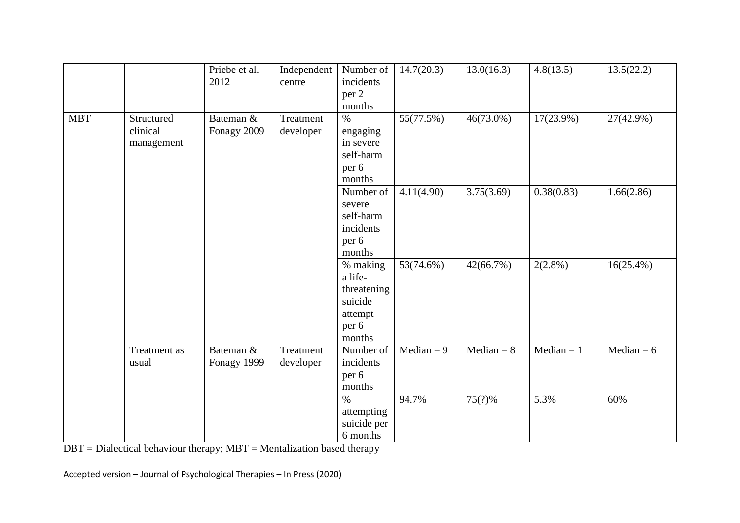| | | | | | | | | |
|---|---|---|---|---|---|---|---|---|
| | | Priebe et al. 2012 | Independent centre | Number of incidents per 2 months | 14.7(20.3) | 13.0(16.3) | 4.8(13.5) | 13.5(22.2) |
| MBT | Structured clinical management | Bateman & Fonagy 2009 | Treatment developer | % engaging in severe self-harm per 6 months | 55(77.5%) | 46(73.0%) | 17(23.9%) | 27(42.9%) |
| | | | | Number of severe self-harm incidents per 6 months | 4.11(4.90) | 3.75(3.69) | 0.38(0.83) | 1.66(2.86) |
| | | | | % making a life-threatening suicide attempt per 6 months | 53(74.6%) | 42(66.7%) | 2(2.8%) | 16(25.4%) |
| | Treatment as usual | Bateman & Fonagy 1999 | Treatment developer | Number of incidents per 6 months | Median = 9 | Median = 8 | Median = 1 | Median = 6 |
| | | | | % attempting suicide per 6 months | 94.7% | 75(?)% | 5.3% | 60% |

DBT = Dialectical behaviour therapy; MBT = Mentalization based therapy

Accepted version – Journal of Psychological Therapies – In Press (2020)